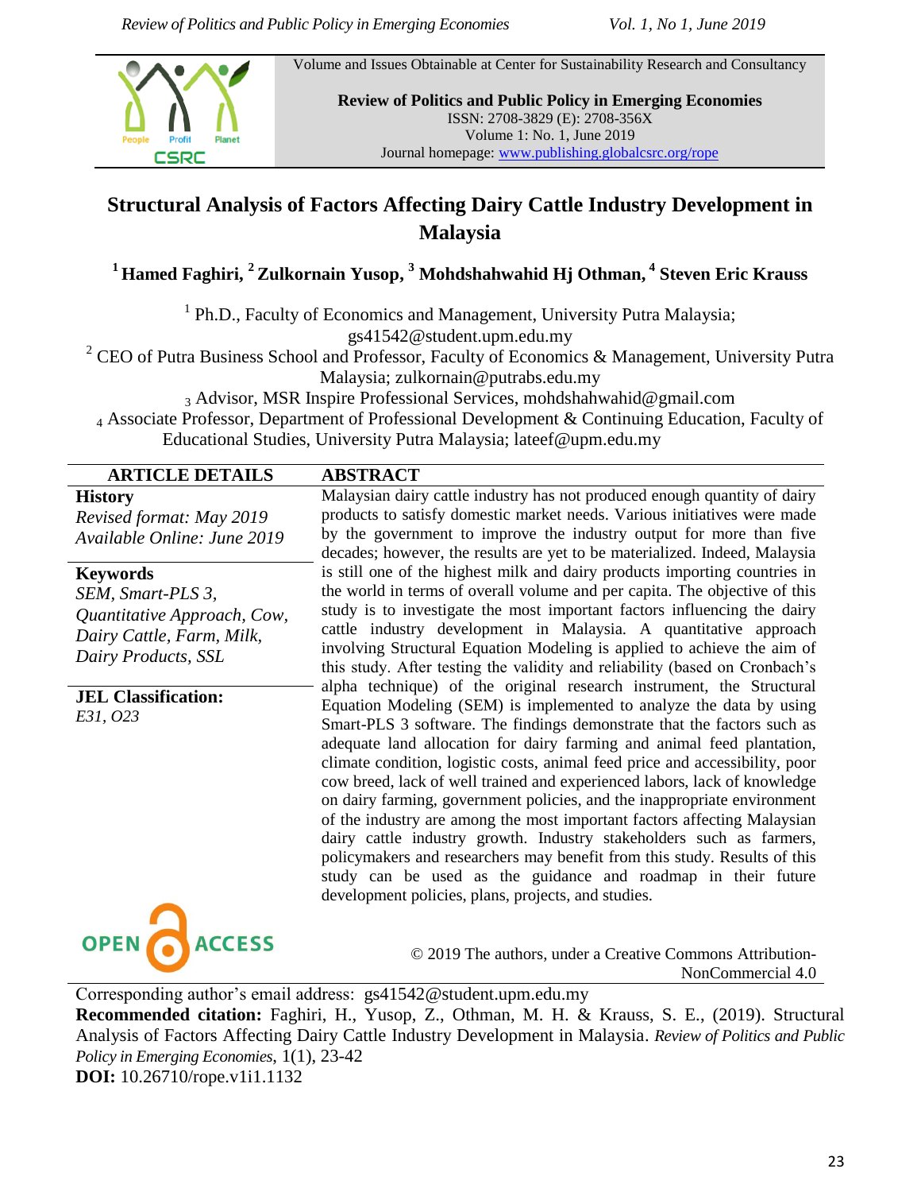Volume and Issues Obtainable at Center for Sustainability Research and Consultancy

**Review of Politics and Public Policy in Emerging Economies**
ISSN: 2708-3829 (E): 2708-356X
Volume 1: No. 1, June 2019
Journal homepage: www.publishing.globalcsrc.org/rope

# Structural Analysis of Factors Affecting Dairy Cattle Industry Development in Malaysia

**[1] Hamed Faghiri, [2] Zulkornain Yusop, [3] Mohdshahwahid Hj Othman, [4] Steven Eric Krauss**

[1] Ph.D., Faculty of Economics and Management, University Putra Malaysia; gs41542@student.upm.edu.my

[2] CEO of Putra Business School and Professor, Faculty of Economics & Management, University Putra Malaysia; zulkornain@putrabs.edu.my

[3] Advisor, MSR Inspire Professional Services, mohdshahwahid@gmail.com

[4] Associate Professor, Department of Professional Development & Continuing Education, Faculty of Educational Studies, University Putra Malaysia; lateef@upm.edu.my

## ARTICLE DETAILS

**History**
*Revised format: May 2019*
*Available Online: June 2019*

**Keywords**
*SEM, Smart-PLS 3, Quantitative Approach, Cow, Dairy Cattle, Farm, Milk, Dairy Products, SSL*

**JEL Classification:**
*E31, O23*

## ABSTRACT

Malaysian dairy cattle industry has not produced enough quantity of dairy products to satisfy domestic market needs. Various initiatives were made by the government to improve the industry output for more than five decades; however, the results are yet to be materialized. Indeed, Malaysia is still one of the highest milk and dairy products importing countries in the world in terms of overall volume and per capita. The objective of this study is to investigate the most important factors influencing the dairy cattle industry development in Malaysia. A quantitative approach involving Structural Equation Modeling is applied to achieve the aim of this study. After testing the validity and reliability (based on Cronbach's alpha technique) of the original research instrument, the Structural Equation Modeling (SEM) is implemented to analyze the data by using Smart-PLS 3 software. The findings demonstrate that the factors such as adequate land allocation for dairy farming and animal feed plantation, climate condition, logistic costs, animal feed price and accessibility, poor cow breed, lack of well trained and experienced labors, lack of knowledge on dairy farming, government policies, and the inappropriate environment of the industry are among the most important factors affecting Malaysian dairy cattle industry growth. Industry stakeholders such as farmers, policymakers and researchers may benefit from this study. Results of this study can be used as the guidance and roadmap in their future development policies, plans, projects, and studies.

OPEN ACCESS

© 2019 The authors, under a Creative Commons Attribution-NonCommercial 4.0

Corresponding author's email address: gs41542@student.upm.edu.my

**Recommended citation:** Faghiri, H., Yusop, Z., Othman, M. H. & Krauss, S. E., (2019). Structural Analysis of Factors Affecting Dairy Cattle Industry Development in Malaysia. *Review of Politics and Public Policy in Emerging Economies*, 1(1), 23-42

**DOI:** 10.26710/rope.v1i1.1132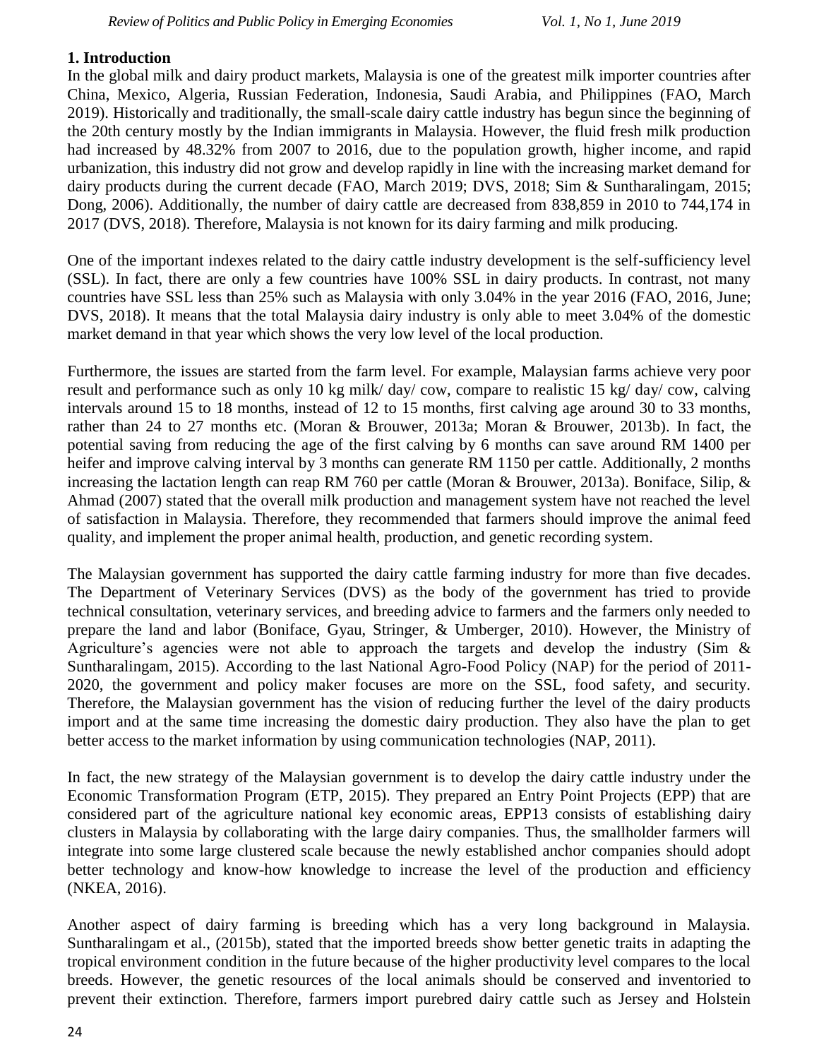## 1. Introduction

In the global milk and dairy product markets, Malaysia is one of the greatest milk importer countries after China, Mexico, Algeria, Russian Federation, Indonesia, Saudi Arabia, and Philippines (FAO, March 2019). Historically and traditionally, the small-scale dairy cattle industry has begun since the beginning of the 20th century mostly by the Indian immigrants in Malaysia. However, the fluid fresh milk production had increased by 48.32% from 2007 to 2016, due to the population growth, higher income, and rapid urbanization, this industry did not grow and develop rapidly in line with the increasing market demand for dairy products during the current decade (FAO, March 2019; DVS, 2018; Sim & Suntharalingam, 2015; Dong, 2006). Additionally, the number of dairy cattle are decreased from 838,859 in 2010 to 744,174 in 2017 (DVS, 2018). Therefore, Malaysia is not known for its dairy farming and milk producing.

One of the important indexes related to the dairy cattle industry development is the self-sufficiency level (SSL). In fact, there are only a few countries have 100% SSL in dairy products. In contrast, not many countries have SSL less than 25% such as Malaysia with only 3.04% in the year 2016 (FAO, 2016, June; DVS, 2018). It means that the total Malaysia dairy industry is only able to meet 3.04% of the domestic market demand in that year which shows the very low level of the local production.

Furthermore, the issues are started from the farm level. For example, Malaysian farms achieve very poor result and performance such as only 10 kg milk/ day/ cow, compare to realistic 15 kg/ day/ cow, calving intervals around 15 to 18 months, instead of 12 to 15 months, first calving age around 30 to 33 months, rather than 24 to 27 months etc. (Moran & Brouwer, 2013a; Moran & Brouwer, 2013b). In fact, the potential saving from reducing the age of the first calving by 6 months can save around RM 1400 per heifer and improve calving interval by 3 months can generate RM 1150 per cattle. Additionally, 2 months increasing the lactation length can reap RM 760 per cattle (Moran & Brouwer, 2013a). Boniface, Silip, & Ahmad (2007) stated that the overall milk production and management system have not reached the level of satisfaction in Malaysia. Therefore, they recommended that farmers should improve the animal feed quality, and implement the proper animal health, production, and genetic recording system.

The Malaysian government has supported the dairy cattle farming industry for more than five decades. The Department of Veterinary Services (DVS) as the body of the government has tried to provide technical consultation, veterinary services, and breeding advice to farmers and the farmers only needed to prepare the land and labor (Boniface, Gyau, Stringer, & Umberger, 2010). However, the Ministry of Agriculture's agencies were not able to approach the targets and develop the industry (Sim & Suntharalingam, 2015). According to the last National Agro-Food Policy (NAP) for the period of 2011-2020, the government and policy maker focuses are more on the SSL, food safety, and security. Therefore, the Malaysian government has the vision of reducing further the level of the dairy products import and at the same time increasing the domestic dairy production. They also have the plan to get better access to the market information by using communication technologies (NAP, 2011).

In fact, the new strategy of the Malaysian government is to develop the dairy cattle industry under the Economic Transformation Program (ETP, 2015). They prepared an Entry Point Projects (EPP) that are considered part of the agriculture national key economic areas, EPP13 consists of establishing dairy clusters in Malaysia by collaborating with the large dairy companies. Thus, the smallholder farmers will integrate into some large clustered scale because the newly established anchor companies should adopt better technology and know-how knowledge to increase the level of the production and efficiency (NKEA, 2016).

Another aspect of dairy farming is breeding which has a very long background in Malaysia. Suntharalingam et al., (2015b), stated that the imported breeds show better genetic traits in adapting the tropical environment condition in the future because of the higher productivity level compares to the local breeds. However, the genetic resources of the local animals should be conserved and inventoried to prevent their extinction. Therefore, farmers import purebred dairy cattle such as Jersey and Holstein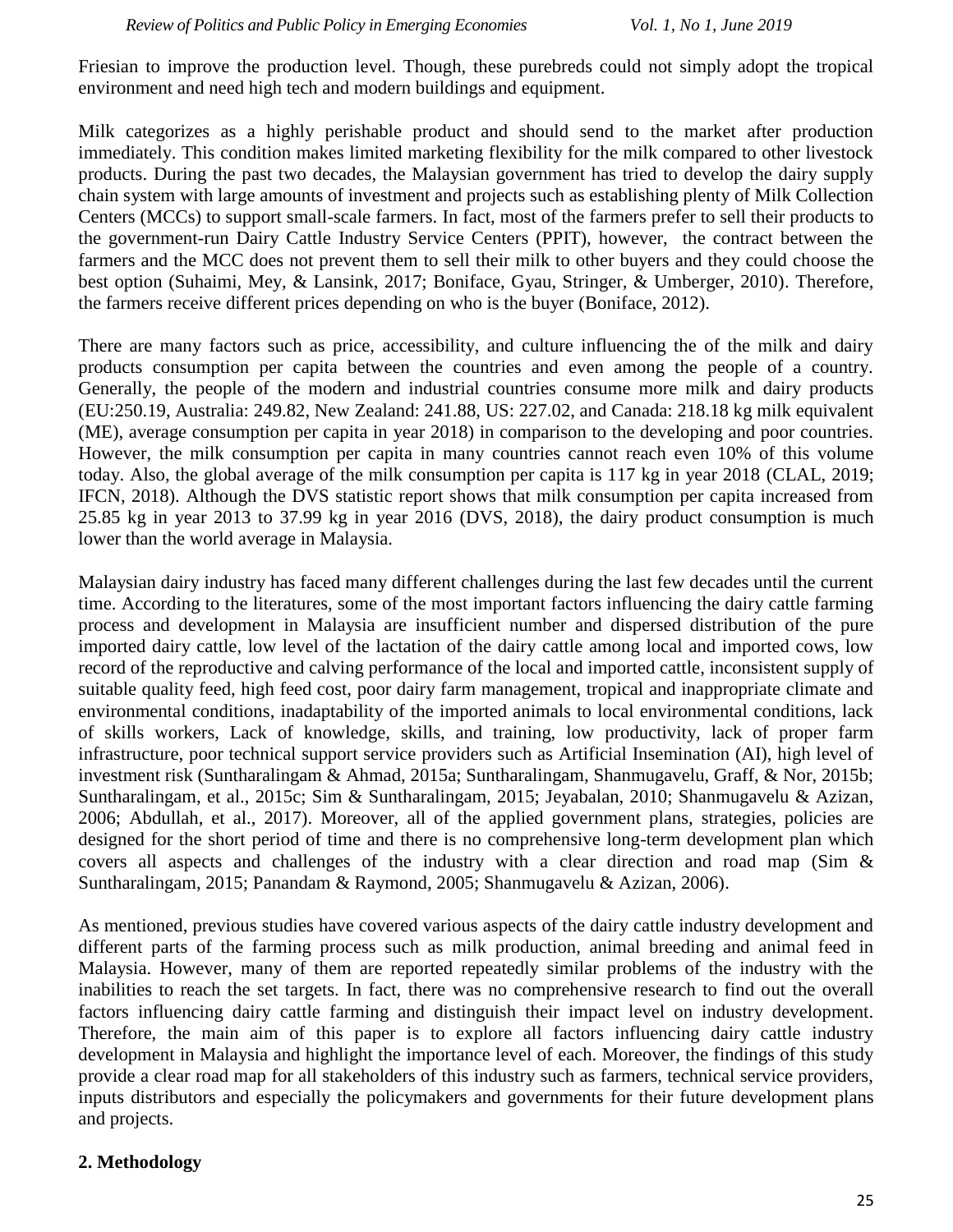Friesian to improve the production level. Though, these purebreds could not simply adopt the tropical environment and need high tech and modern buildings and equipment.

Milk categorizes as a highly perishable product and should send to the market after production immediately. This condition makes limited marketing flexibility for the milk compared to other livestock products. During the past two decades, the Malaysian government has tried to develop the dairy supply chain system with large amounts of investment and projects such as establishing plenty of Milk Collection Centers (MCCs) to support small-scale farmers. In fact, most of the farmers prefer to sell their products to the government-run Dairy Cattle Industry Service Centers (PPIT), however, the contract between the farmers and the MCC does not prevent them to sell their milk to other buyers and they could choose the best option (Suhaimi, Mey, & Lansink, 2017; Boniface, Gyau, Stringer, & Umberger, 2010). Therefore, the farmers receive different prices depending on who is the buyer (Boniface, 2012).

There are many factors such as price, accessibility, and culture influencing the of the milk and dairy products consumption per capita between the countries and even among the people of a country. Generally, the people of the modern and industrial countries consume more milk and dairy products (EU:250.19, Australia: 249.82, New Zealand: 241.88, US: 227.02, and Canada: 218.18 kg milk equivalent (ME), average consumption per capita in year 2018) in comparison to the developing and poor countries. However, the milk consumption per capita in many countries cannot reach even 10% of this volume today. Also, the global average of the milk consumption per capita is 117 kg in year 2018 (CLAL, 2019; IFCN, 2018). Although the DVS statistic report shows that milk consumption per capita increased from 25.85 kg in year 2013 to 37.99 kg in year 2016 (DVS, 2018), the dairy product consumption is much lower than the world average in Malaysia.

Malaysian dairy industry has faced many different challenges during the last few decades until the current time. According to the literatures, some of the most important factors influencing the dairy cattle farming process and development in Malaysia are insufficient number and dispersed distribution of the pure imported dairy cattle, low level of the lactation of the dairy cattle among local and imported cows, low record of the reproductive and calving performance of the local and imported cattle, inconsistent supply of suitable quality feed, high feed cost, poor dairy farm management, tropical and inappropriate climate and environmental conditions, inadaptability of the imported animals to local environmental conditions, lack of skills workers, Lack of knowledge, skills, and training, low productivity, lack of proper farm infrastructure, poor technical support service providers such as Artificial Insemination (AI), high level of investment risk (Suntharalingam & Ahmad, 2015a; Suntharalingam, Shanmugavelu, Graff, & Nor, 2015b; Suntharalingam, et al., 2015c; Sim & Suntharalingam, 2015; Jeyabalan, 2010; Shanmugavelu & Azizan, 2006; Abdullah, et al., 2017). Moreover, all of the applied government plans, strategies, policies are designed for the short period of time and there is no comprehensive long-term development plan which covers all aspects and challenges of the industry with a clear direction and road map (Sim & Suntharalingam, 2015; Panandam & Raymond, 2005; Shanmugavelu & Azizan, 2006).

As mentioned, previous studies have covered various aspects of the dairy cattle industry development and different parts of the farming process such as milk production, animal breeding and animal feed in Malaysia. However, many of them are reported repeatedly similar problems of the industry with the inabilities to reach the set targets. In fact, there was no comprehensive research to find out the overall factors influencing dairy cattle farming and distinguish their impact level on industry development. Therefore, the main aim of this paper is to explore all factors influencing dairy cattle industry development in Malaysia and highlight the importance level of each. Moreover, the findings of this study provide a clear road map for all stakeholders of this industry such as farmers, technical service providers, inputs distributors and especially the policymakers and governments for their future development plans and projects.

## 2. Methodology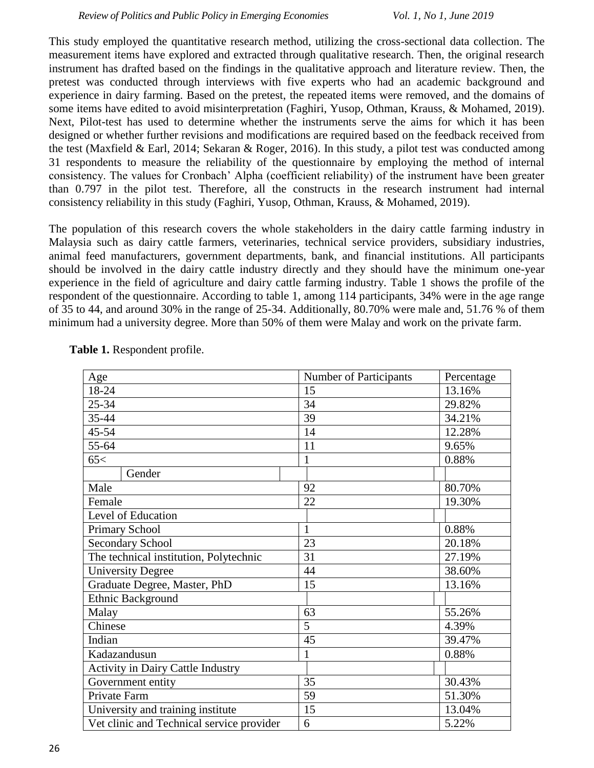This study employed the quantitative research method, utilizing the cross-sectional data collection. The measurement items have explored and extracted through qualitative research. Then, the original research instrument has drafted based on the findings in the qualitative approach and literature review. Then, the pretest was conducted through interviews with five experts who had an academic background and experience in dairy farming. Based on the pretest, the repeated items were removed, and the domains of some items have edited to avoid misinterpretation (Faghiri, Yusop, Othman, Krauss, & Mohamed, 2019). Next, Pilot-test has used to determine whether the instruments serve the aims for which it has been designed or whether further revisions and modifications are required based on the feedback received from the test (Maxfield & Earl, 2014; Sekaran & Roger, 2016). In this study, a pilot test was conducted among 31 respondents to measure the reliability of the questionnaire by employing the method of internal consistency. The values for Cronbach' Alpha (coefficient reliability) of the instrument have been greater than 0.797 in the pilot test. Therefore, all the constructs in the research instrument had internal consistency reliability in this study (Faghiri, Yusop, Othman, Krauss, & Mohamed, 2019).

The population of this research covers the whole stakeholders in the dairy cattle farming industry in Malaysia such as dairy cattle farmers, veterinaries, technical service providers, subsidiary industries, animal feed manufacturers, government departments, bank, and financial institutions. All participants should be involved in the dairy cattle industry directly and they should have the minimum one-year experience in the field of agriculture and dairy cattle farming industry. Table 1 shows the profile of the respondent of the questionnaire. According to table 1, among 114 participants, 34% were in the age range of 35 to 44, and around 30% in the range of 25-34. Additionally, 80.70% were male and, 51.76 % of them minimum had a university degree. More than 50% of them were Malay and work on the private farm.

**Table 1.** Respondent profile.

| Age | Number of Participants | Percentage |
|---|---|---|
| 18-24 | 15 | 13.16% |
| 25-34 | 34 | 29.82% |
| 35-44 | 39 | 34.21% |
| 45-54 | 14 | 12.28% |
| 55-64 | 11 | 9.65% |
| 65< | 1 | 0.88% |
| Gender | | |
| Male | 92 | 80.70% |
| Female | 22 | 19.30% |
| Level of Education | | |
| Primary School | 1 | 0.88% |
| Secondary School | 23 | 20.18% |
| The technical institution, Polytechnic | 31 | 27.19% |
| University Degree | 44 | 38.60% |
| Graduate Degree, Master, PhD | 15 | 13.16% |
| Ethnic Background | | |
| Malay | 63 | 55.26% |
| Chinese | 5 | 4.39% |
| Indian | 45 | 39.47% |
| Kadazandusun | 1 | 0.88% |
| Activity in Dairy Cattle Industry | | |
| Government entity | 35 | 30.43% |
| Private Farm | 59 | 51.30% |
| University and training institute | 15 | 13.04% |
| Vet clinic and Technical service provider | 6 | 5.22% |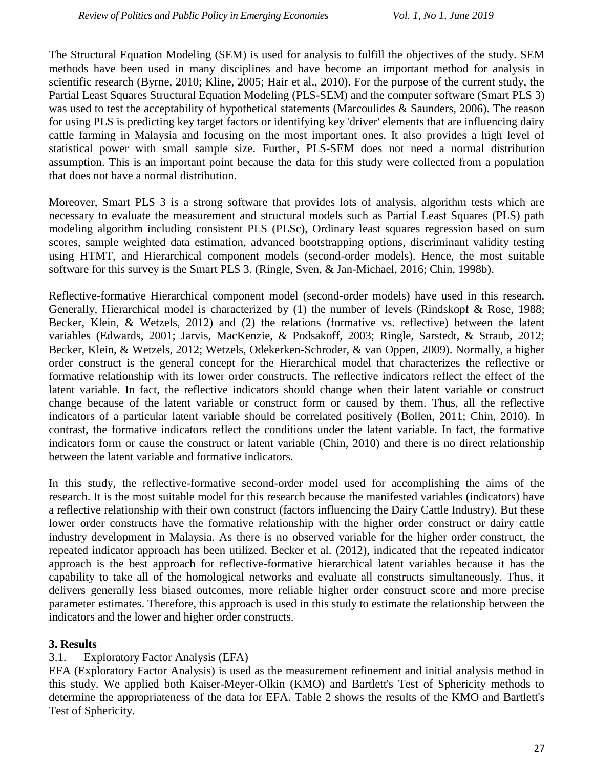The Structural Equation Modeling (SEM) is used for analysis to fulfill the objectives of the study. SEM methods have been used in many disciplines and have become an important method for analysis in scientific research (Byrne, 2010; Kline, 2005; Hair et al., 2010). For the purpose of the current study, the Partial Least Squares Structural Equation Modeling (PLS-SEM) and the computer software (Smart PLS 3) was used to test the acceptability of hypothetical statements (Marcoulides & Saunders, 2006). The reason for using PLS is predicting key target factors or identifying key 'driver' elements that are influencing dairy cattle farming in Malaysia and focusing on the most important ones. It also provides a high level of statistical power with small sample size. Further, PLS-SEM does not need a normal distribution assumption. This is an important point because the data for this study were collected from a population that does not have a normal distribution.

Moreover, Smart PLS 3 is a strong software that provides lots of analysis, algorithm tests which are necessary to evaluate the measurement and structural models such as Partial Least Squares (PLS) path modeling algorithm including consistent PLS (PLSc), Ordinary least squares regression based on sum scores, sample weighted data estimation, advanced bootstrapping options, discriminant validity testing using HTMT, and Hierarchical component models (second-order models). Hence, the most suitable software for this survey is the Smart PLS 3. (Ringle, Sven, & Jan-Michael, 2016; Chin, 1998b).

Reflective-formative Hierarchical component model (second-order models) have used in this research. Generally, Hierarchical model is characterized by (1) the number of levels (Rindskopf & Rose, 1988; Becker, Klein, & Wetzels, 2012) and (2) the relations (formative vs. reflective) between the latent variables (Edwards, 2001; Jarvis, MacKenzie, & Podsakoff, 2003; Ringle, Sarstedt, & Straub, 2012; Becker, Klein, & Wetzels, 2012; Wetzels, Odekerken-Schroder, & van Oppen, 2009). Normally, a higher order construct is the general concept for the Hierarchical model that characterizes the reflective or formative relationship with its lower order constructs. The reflective indicators reflect the effect of the latent variable. In fact, the reflective indicators should change when their latent variable or construct change because of the latent variable or construct form or caused by them. Thus, all the reflective indicators of a particular latent variable should be correlated positively (Bollen, 2011; Chin, 2010). In contrast, the formative indicators reflect the conditions under the latent variable. In fact, the formative indicators form or cause the construct or latent variable (Chin, 2010) and there is no direct relationship between the latent variable and formative indicators.

In this study, the reflective-formative second-order model used for accomplishing the aims of the research. It is the most suitable model for this research because the manifested variables (indicators) have a reflective relationship with their own construct (factors influencing the Dairy Cattle Industry). But these lower order constructs have the formative relationship with the higher order construct or dairy cattle industry development in Malaysia. As there is no observed variable for the higher order construct, the repeated indicator approach has been utilized. Becker et al. (2012), indicated that the repeated indicator approach is the best approach for reflective-formative hierarchical latent variables because it has the capability to take all of the homological networks and evaluate all constructs simultaneously. Thus, it delivers generally less biased outcomes, more reliable higher order construct score and more precise parameter estimates. Therefore, this approach is used in this study to estimate the relationship between the indicators and the lower and higher order constructs.

## 3. Results

### 3.1. Exploratory Factor Analysis (EFA)

EFA (Exploratory Factor Analysis) is used as the measurement refinement and initial analysis method in this study. We applied both Kaiser-Meyer-Olkin (KMO) and Bartlett's Test of Sphericity methods to determine the appropriateness of the data for EFA. Table 2 shows the results of the KMO and Bartlett's Test of Sphericity.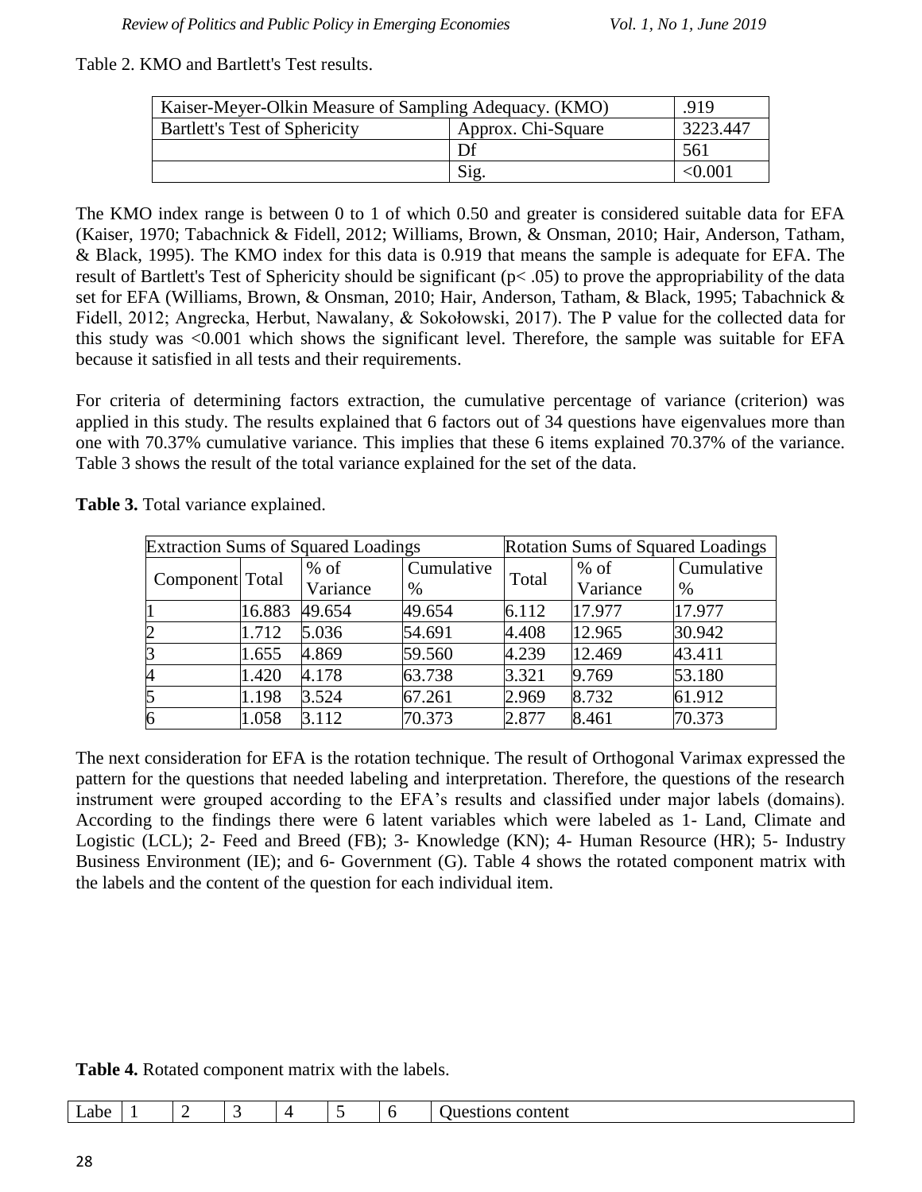Table 2. KMO and Bartlett's Test results.

| Kaiser-Meyer-Olkin Measure of Sampling Adequacy. (KMO) | | .919 |
|---|---|---|
| Bartlett's Test of Sphericity | Approx. Chi-Square | 3223.447 |
| | Df | 561 |
| | Sig. | <0.001 |

The KMO index range is between 0 to 1 of which 0.50 and greater is considered suitable data for EFA (Kaiser, 1970; Tabachnick & Fidell, 2012; Williams, Brown, & Onsman, 2010; Hair, Anderson, Tatham, & Black, 1995). The KMO index for this data is 0.919 that means the sample is adequate for EFA. The result of Bartlett's Test of Sphericity should be significant ($p < .05$) to prove the appropriability of the data set for EFA (Williams, Brown, & Onsman, 2010; Hair, Anderson, Tatham, & Black, 1995; Tabachnick & Fidell, 2012; Angrecka, Herbut, Nawalany, & Sokołowski, 2017). The P value for the collected data for this study was <0.001 which shows the significant level. Therefore, the sample was suitable for EFA because it satisfied in all tests and their requirements.

For criteria of determining factors extraction, the cumulative percentage of variance (criterion) was applied in this study. The results explained that 6 factors out of 34 questions have eigenvalues more than one with 70.37% cumulative variance. This implies that these 6 items explained 70.37% of the variance. Table 3 shows the result of the total variance explained for the set of the data.

**Table 3.** Total variance explained.

| Extraction Sums of Squared Loadings | | | | Rotation Sums of Squared Loadings | | |
|---|---|---|---|---|---|---|
| Component | Total | % of Variance | Cumulative % | Total | % of Variance | Cumulative % |
| 1 | 16.883 | 49.654 | 49.654 | 6.112 | 17.977 | 17.977 |
| 2 | 1.712 | 5.036 | 54.691 | 4.408 | 12.965 | 30.942 |
| 3 | 1.655 | 4.869 | 59.560 | 4.239 | 12.469 | 43.411 |
| 4 | 1.420 | 4.178 | 63.738 | 3.321 | 9.769 | 53.180 |
| 5 | 1.198 | 3.524 | 67.261 | 2.969 | 8.732 | 61.912 |
| 6 | 1.058 | 3.112 | 70.373 | 2.877 | 8.461 | 70.373 |

The next consideration for EFA is the rotation technique. The result of Orthogonal Varimax expressed the pattern for the questions that needed labeling and interpretation. Therefore, the questions of the research instrument were grouped according to the EFA's results and classified under major labels (domains). According to the findings there were 6 latent variables which were labeled as 1- Land, Climate and Logistic (LCL); 2- Feed and Breed (FB); 3- Knowledge (KN); 4- Human Resource (HR); 5- Industry Business Environment (IE); and 6- Government (G). Table 4 shows the rotated component matrix with the labels and the content of the question for each individual item.

**Table 4.** Rotated component matrix with the labels.

| Labe | 1 | 2 | 3 | 4 | 5 | 6 | Questions content |
|---|---|---|---|---|---|---|---|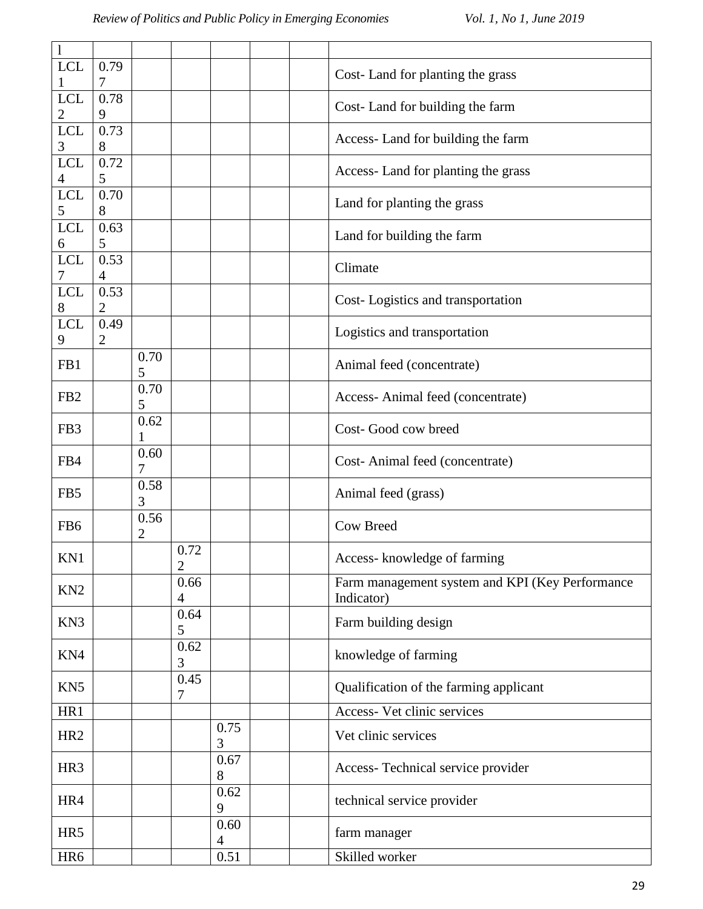| l | | | | | | | |
|---|---|---|---|---|---|---|---|
| LCL1 | 0.797 | | | | | | Cost- Land for planting the grass |
| LCL2 | 0.789 | | | | | | Cost- Land for building the farm |
| LCL3 | 0.738 | | | | | | Access- Land for building the farm |
| LCL4 | 0.725 | | | | | | Access- Land for planting the grass |
| LCL5 | 0.708 | | | | | | Land for planting the grass |
| LCL6 | 0.635 | | | | | | Land for building the farm |
| LCL7 | 0.534 | | | | | | Climate |
| LCL8 | 0.532 | | | | | | Cost- Logistics and transportation |
| LCL9 | 0.492 | | | | | | Logistics and transportation |
| FB1 | | 0.705 | | | | | Animal feed (concentrate) |
| FB2 | | 0.705 | | | | | Access- Animal feed (concentrate) |
| FB3 | | 0.621 | | | | | Cost- Good cow breed |
| FB4 | | 0.607 | | | | | Cost- Animal feed (concentrate) |
| FB5 | | 0.583 | | | | | Animal feed (grass) |
| FB6 | | 0.562 | | | | | Cow Breed |
| KN1 | | | 0.722 | | | | Access- knowledge of farming |
| KN2 | | | 0.664 | | | | Farm management system and KPI (Key Performance Indicator) |
| KN3 | | | 0.645 | | | | Farm building design |
| KN4 | | | 0.623 | | | | knowledge of farming |
| KN5 | | | 0.457 | | | | Qualification of the farming applicant |
| HR1 | | | | | | | Access- Vet clinic services |
| HR2 | | | | 0.753 | | | Vet clinic services |
| HR3 | | | | 0.678 | | | Access- Technical service provider |
| HR4 | | | | 0.629 | | | technical service provider |
| HR5 | | | | 0.604 | | | farm manager |
| HR6 | | | | 0.51 | | | Skilled worker |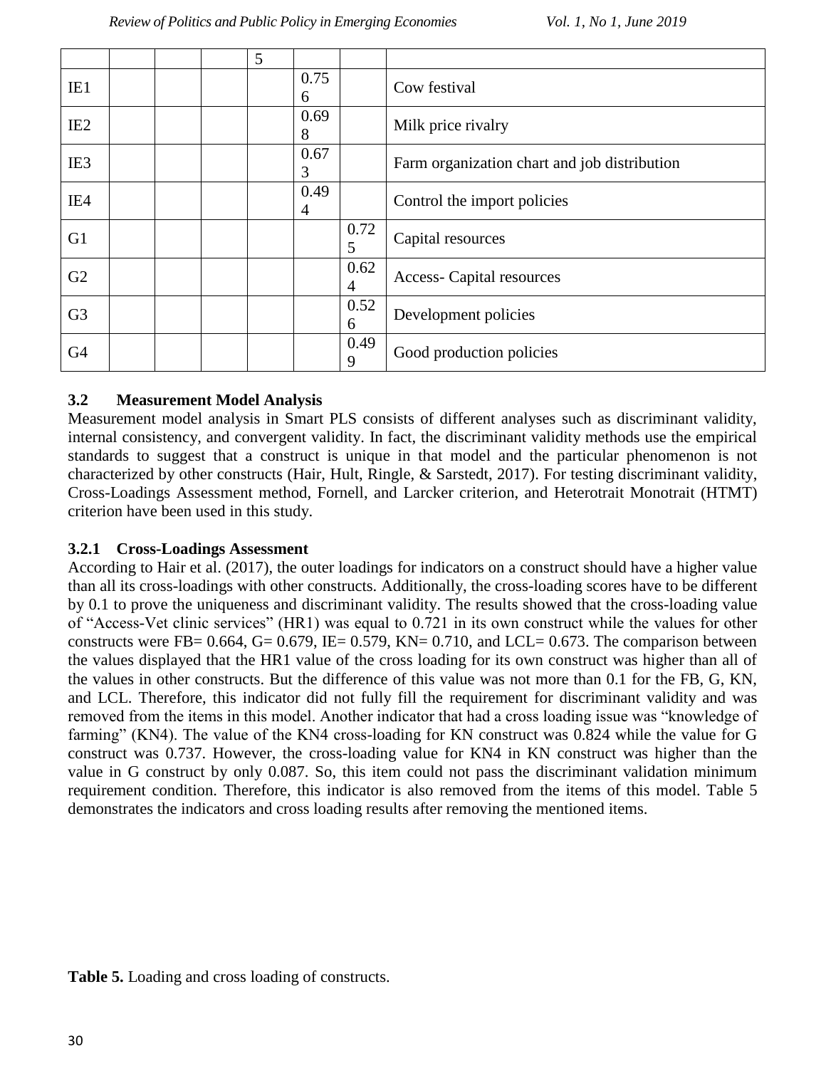| | | | | 5 | | | |
|---|---|---|---|---|---|---|---|
| IE1 | | | | | 0.756 | | Cow festival |
| IE2 | | | | | 0.698 | | Milk price rivalry |
| IE3 | | | | | 0.673 | | Farm organization chart and job distribution |
| IE4 | | | | | 0.494 | | Control the import policies |
| G1 | | | | | | 0.725 | Capital resources |
| G2 | | | | | | 0.624 | Access- Capital resources |
| G3 | | | | | | 0.526 | Development policies |
| G4 | | | | | | 0.499 | Good production policies |

### 3.2 Measurement Model Analysis

Measurement model analysis in Smart PLS consists of different analyses such as discriminant validity, internal consistency, and convergent validity. In fact, the discriminant validity methods use the empirical standards to suggest that a construct is unique in that model and the particular phenomenon is not characterized by other constructs (Hair, Hult, Ringle, & Sarstedt, 2017). For testing discriminant validity, Cross-Loadings Assessment method, Fornell, and Larcker criterion, and Heterotrait Monotrait (HTMT) criterion have been used in this study.

#### 3.2.1 Cross-Loadings Assessment

According to Hair et al. (2017), the outer loadings for indicators on a construct should have a higher value than all its cross-loadings with other constructs. Additionally, the cross-loading scores have to be different by 0.1 to prove the uniqueness and discriminant validity. The results showed that the cross-loading value of "Access-Vet clinic services" (HR1) was equal to 0.721 in its own construct while the values for other constructs were FB= 0.664, G= 0.679, IE= 0.579, KN= 0.710, and LCL= 0.673. The comparison between the values displayed that the HR1 value of the cross loading for its own construct was higher than all of the values in other constructs. But the difference of this value was not more than 0.1 for the FB, G, KN, and LCL. Therefore, this indicator did not fully fill the requirement for discriminant validity and was removed from the items in this model. Another indicator that had a cross loading issue was "knowledge of farming" (KN4). The value of the KN4 cross-loading for KN construct was 0.824 while the value for G construct was 0.737. However, the cross-loading value for KN4 in KN construct was higher than the value in G construct by only 0.087. So, this item could not pass the discriminant validation minimum requirement condition. Therefore, this indicator is also removed from the items of this model. Table 5 demonstrates the indicators and cross loading results after removing the mentioned items.

**Table 5.** Loading and cross loading of constructs.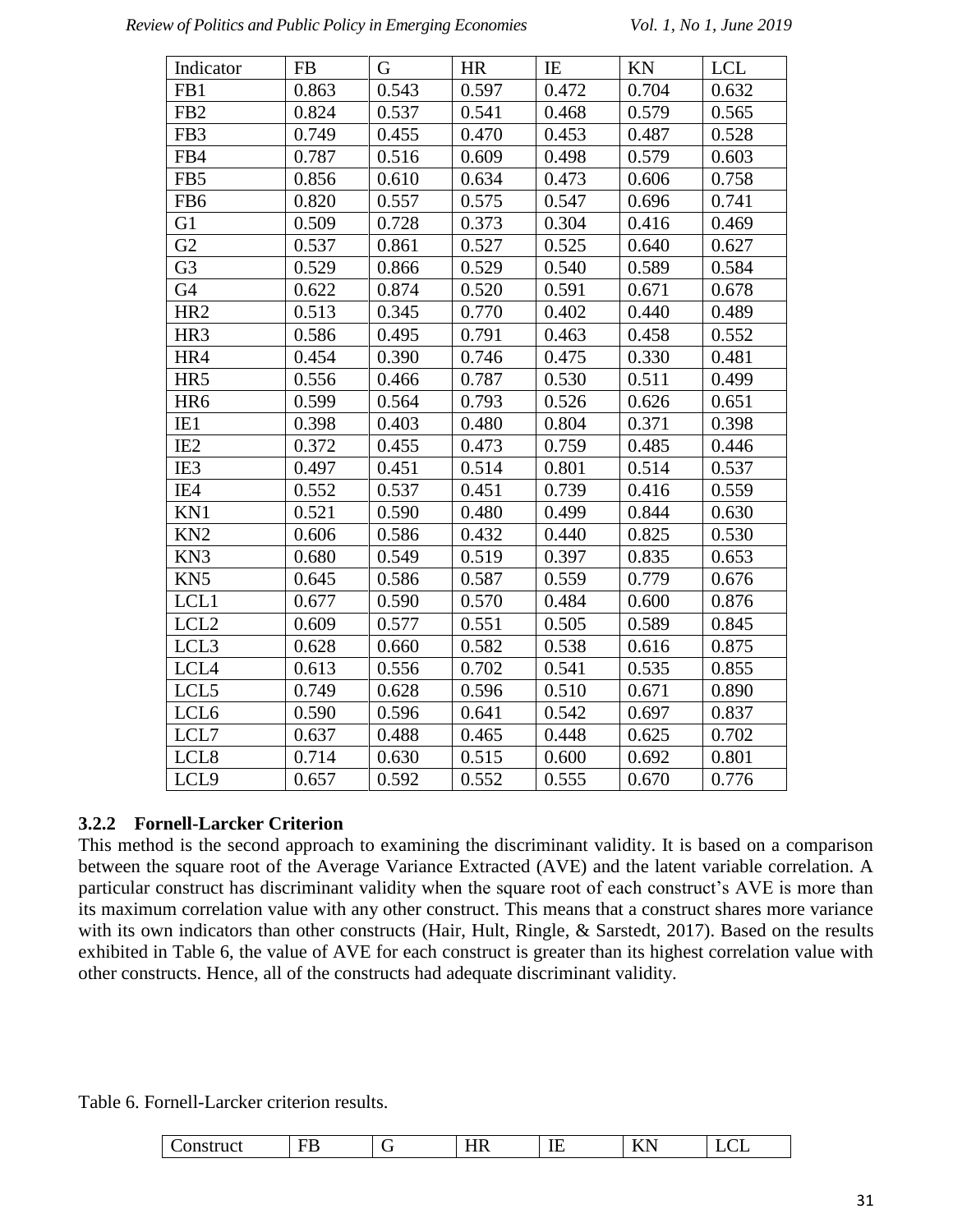| Indicator | FB | G | HR | IE | KN | LCL |
|---|---|---|---|---|---|---|
| FB1 | 0.863 | 0.543 | 0.597 | 0.472 | 0.704 | 0.632 |
| FB2 | 0.824 | 0.537 | 0.541 | 0.468 | 0.579 | 0.565 |
| FB3 | 0.749 | 0.455 | 0.470 | 0.453 | 0.487 | 0.528 |
| FB4 | 0.787 | 0.516 | 0.609 | 0.498 | 0.579 | 0.603 |
| FB5 | 0.856 | 0.610 | 0.634 | 0.473 | 0.606 | 0.758 |
| FB6 | 0.820 | 0.557 | 0.575 | 0.547 | 0.696 | 0.741 |
| G1 | 0.509 | 0.728 | 0.373 | 0.304 | 0.416 | 0.469 |
| G2 | 0.537 | 0.861 | 0.527 | 0.525 | 0.640 | 0.627 |
| G3 | 0.529 | 0.866 | 0.529 | 0.540 | 0.589 | 0.584 |
| G4 | 0.622 | 0.874 | 0.520 | 0.591 | 0.671 | 0.678 |
| HR2 | 0.513 | 0.345 | 0.770 | 0.402 | 0.440 | 0.489 |
| HR3 | 0.586 | 0.495 | 0.791 | 0.463 | 0.458 | 0.552 |
| HR4 | 0.454 | 0.390 | 0.746 | 0.475 | 0.330 | 0.481 |
| HR5 | 0.556 | 0.466 | 0.787 | 0.530 | 0.511 | 0.499 |
| HR6 | 0.599 | 0.564 | 0.793 | 0.526 | 0.626 | 0.651 |
| IE1 | 0.398 | 0.403 | 0.480 | 0.804 | 0.371 | 0.398 |
| IE2 | 0.372 | 0.455 | 0.473 | 0.759 | 0.485 | 0.446 |
| IE3 | 0.497 | 0.451 | 0.514 | 0.801 | 0.514 | 0.537 |
| IE4 | 0.552 | 0.537 | 0.451 | 0.739 | 0.416 | 0.559 |
| KN1 | 0.521 | 0.590 | 0.480 | 0.499 | 0.844 | 0.630 |
| KN2 | 0.606 | 0.586 | 0.432 | 0.440 | 0.825 | 0.530 |
| KN3 | 0.680 | 0.549 | 0.519 | 0.397 | 0.835 | 0.653 |
| KN5 | 0.645 | 0.586 | 0.587 | 0.559 | 0.779 | 0.676 |
| LCL1 | 0.677 | 0.590 | 0.570 | 0.484 | 0.600 | 0.876 |
| LCL2 | 0.609 | 0.577 | 0.551 | 0.505 | 0.589 | 0.845 |
| LCL3 | 0.628 | 0.660 | 0.582 | 0.538 | 0.616 | 0.875 |
| LCL4 | 0.613 | 0.556 | 0.702 | 0.541 | 0.535 | 0.855 |
| LCL5 | 0.749 | 0.628 | 0.596 | 0.510 | 0.671 | 0.890 |
| LCL6 | 0.590 | 0.596 | 0.641 | 0.542 | 0.697 | 0.837 |
| LCL7 | 0.637 | 0.488 | 0.465 | 0.448 | 0.625 | 0.702 |
| LCL8 | 0.714 | 0.630 | 0.515 | 0.600 | 0.692 | 0.801 |
| LCL9 | 0.657 | 0.592 | 0.552 | 0.555 | 0.670 | 0.776 |

### 3.2.2 Fornell-Larcker Criterion

This method is the second approach to examining the discriminant validity. It is based on a comparison between the square root of the Average Variance Extracted (AVE) and the latent variable correlation. A particular construct has discriminant validity when the square root of each construct's AVE is more than its maximum correlation value with any other construct. This means that a construct shares more variance with its own indicators than other constructs (Hair, Hult, Ringle, & Sarstedt, 2017). Based on the results exhibited in Table 6, the value of AVE for each construct is greater than its highest correlation value with other constructs. Hence, all of the constructs had adequate discriminant validity.

Table 6. Fornell-Larcker criterion results.

| Construct | FB | G | HR | IE | KN | LCL |
|---|---|---|---|---|---|---|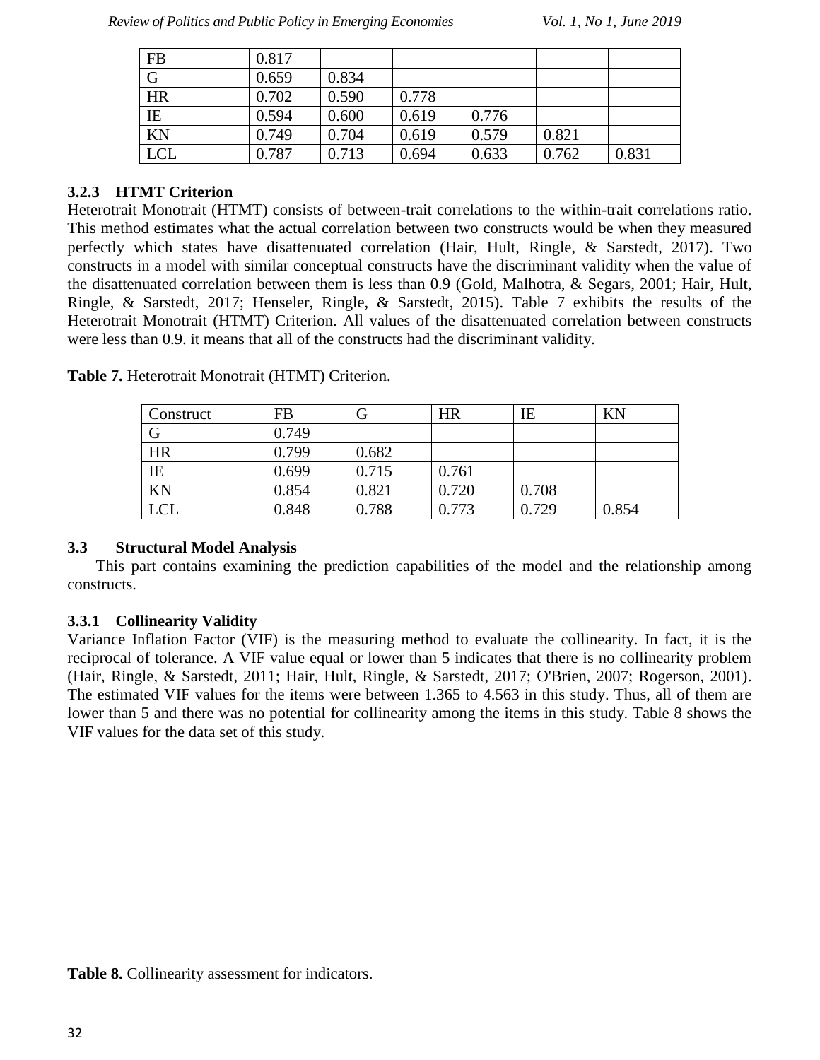| FB | 0.817 | | | | | |
|---|---|---|---|---|---|---|
| G | 0.659 | 0.834 | | | | |
| HR | 0.702 | 0.590 | 0.778 | | | |
| IE | 0.594 | 0.600 | 0.619 | 0.776 | | |
| KN | 0.749 | 0.704 | 0.619 | 0.579 | 0.821 | |
| LCL | 0.787 | 0.713 | 0.694 | 0.633 | 0.762 | 0.831 |

### 3.2.3 HTMT Criterion

Heterotrait Monotrait (HTMT) consists of between-trait correlations to the within-trait correlations ratio. This method estimates what the actual correlation between two constructs would be when they measured perfectly which states have disattenuated correlation (Hair, Hult, Ringle, & Sarstedt, 2017). Two constructs in a model with similar conceptual constructs have the discriminant validity when the value of the disattenuated correlation between them is less than 0.9 (Gold, Malhotra, & Segars, 2001; Hair, Hult, Ringle, & Sarstedt, 2017; Henseler, Ringle, & Sarstedt, 2015). Table 7 exhibits the results of the Heterotrait Monotrait (HTMT) Criterion. All values of the disattenuated correlation between constructs were less than 0.9. it means that all of the constructs had the discriminant validity.

**Table 7.** Heterotrait Monotrait (HTMT) Criterion.

| Construct | FB | G | HR | IE | KN |
|---|---|---|---|---|---|
| G | 0.749 | | | | |
| HR | 0.799 | 0.682 | | | |
| IE | 0.699 | 0.715 | 0.761 | | |
| KN | 0.854 | 0.821 | 0.720 | 0.708 | |
| LCL | 0.848 | 0.788 | 0.773 | 0.729 | 0.854 |

## 3.3 Structural Model Analysis

This part contains examining the prediction capabilities of the model and the relationship among constructs.

### 3.3.1 Collinearity Validity

Variance Inflation Factor (VIF) is the measuring method to evaluate the collinearity. In fact, it is the reciprocal of tolerance. A VIF value equal or lower than 5 indicates that there is no collinearity problem (Hair, Ringle, & Sarstedt, 2011; Hair, Hult, Ringle, & Sarstedt, 2017; O'Brien, 2007; Rogerson, 2001). The estimated VIF values for the items were between 1.365 to 4.563 in this study. Thus, all of them are lower than 5 and there was no potential for collinearity among the items in this study. Table 8 shows the VIF values for the data set of this study.

**Table 8.** Collinearity assessment for indicators.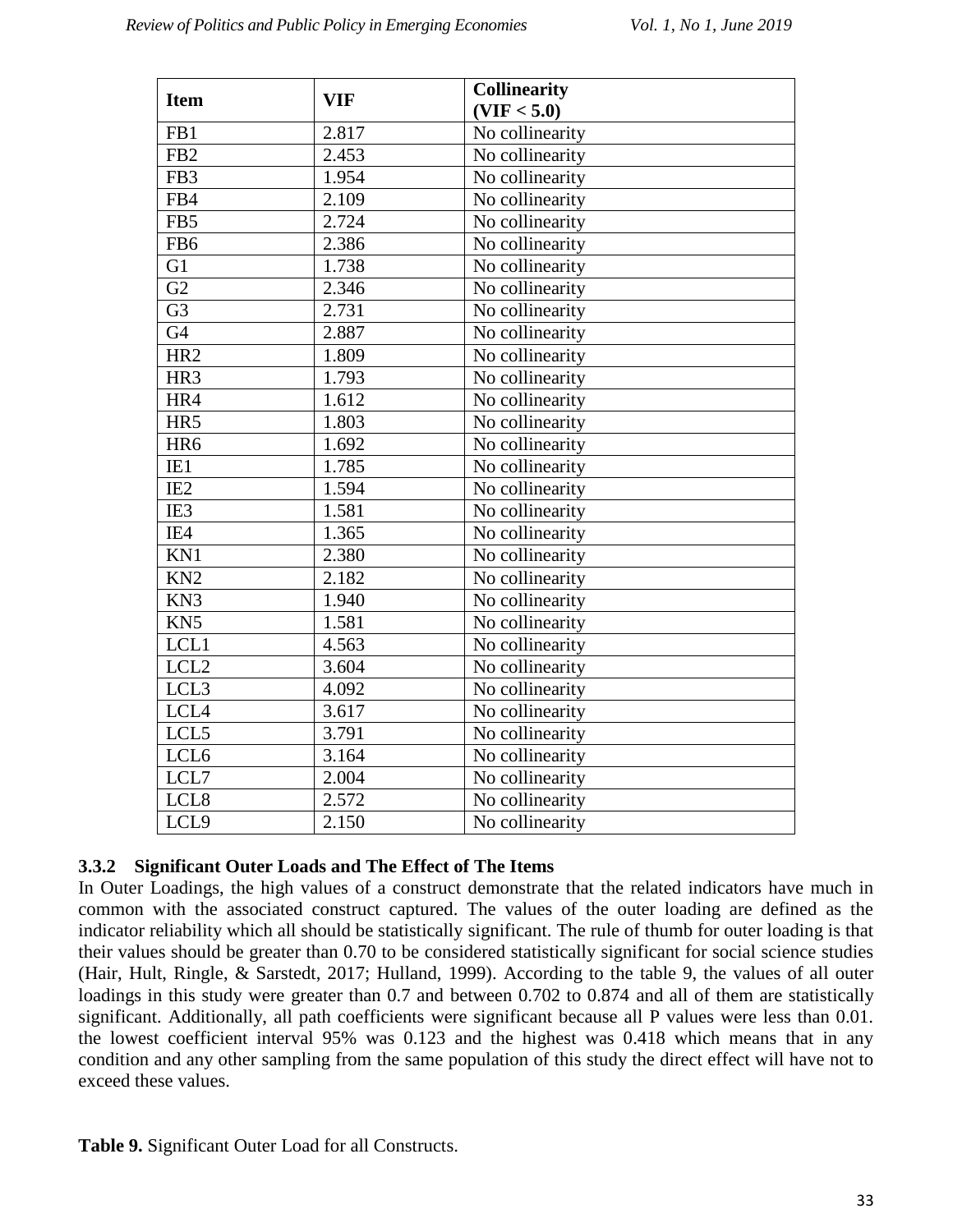| Item | VIF | Collinearity (VIF < 5.0) |
|---|---|---|
| FB1 | 2.817 | No collinearity |
| FB2 | 2.453 | No collinearity |
| FB3 | 1.954 | No collinearity |
| FB4 | 2.109 | No collinearity |
| FB5 | 2.724 | No collinearity |
| FB6 | 2.386 | No collinearity |
| G1 | 1.738 | No collinearity |
| G2 | 2.346 | No collinearity |
| G3 | 2.731 | No collinearity |
| G4 | 2.887 | No collinearity |
| HR2 | 1.809 | No collinearity |
| HR3 | 1.793 | No collinearity |
| HR4 | 1.612 | No collinearity |
| HR5 | 1.803 | No collinearity |
| HR6 | 1.692 | No collinearity |
| IE1 | 1.785 | No collinearity |
| IE2 | 1.594 | No collinearity |
| IE3 | 1.581 | No collinearity |
| IE4 | 1.365 | No collinearity |
| KN1 | 2.380 | No collinearity |
| KN2 | 2.182 | No collinearity |
| KN3 | 1.940 | No collinearity |
| KN5 | 1.581 | No collinearity |
| LCL1 | 4.563 | No collinearity |
| LCL2 | 3.604 | No collinearity |
| LCL3 | 4.092 | No collinearity |
| LCL4 | 3.617 | No collinearity |
| LCL5 | 3.791 | No collinearity |
| LCL6 | 3.164 | No collinearity |
| LCL7 | 2.004 | No collinearity |
| LCL8 | 2.572 | No collinearity |
| LCL9 | 2.150 | No collinearity |

### 3.3.2 Significant Outer Loads and The Effect of The Items

In Outer Loadings, the high values of a construct demonstrate that the related indicators have much in common with the associated construct captured. The values of the outer loading are defined as the indicator reliability which all should be statistically significant. The rule of thumb for outer loading is that their values should be greater than 0.70 to be considered statistically significant for social science studies (Hair, Hult, Ringle, & Sarstedt, 2017; Hulland, 1999). According to the table 9, the values of all outer loadings in this study were greater than 0.7 and between 0.702 to 0.874 and all of them are statistically significant. Additionally, all path coefficients were significant because all P values were less than 0.01. the lowest coefficient interval 95% was 0.123 and the highest was 0.418 which means that in any condition and any other sampling from the same population of this study the direct effect will have not to exceed these values.

**Table 9.** Significant Outer Load for all Constructs.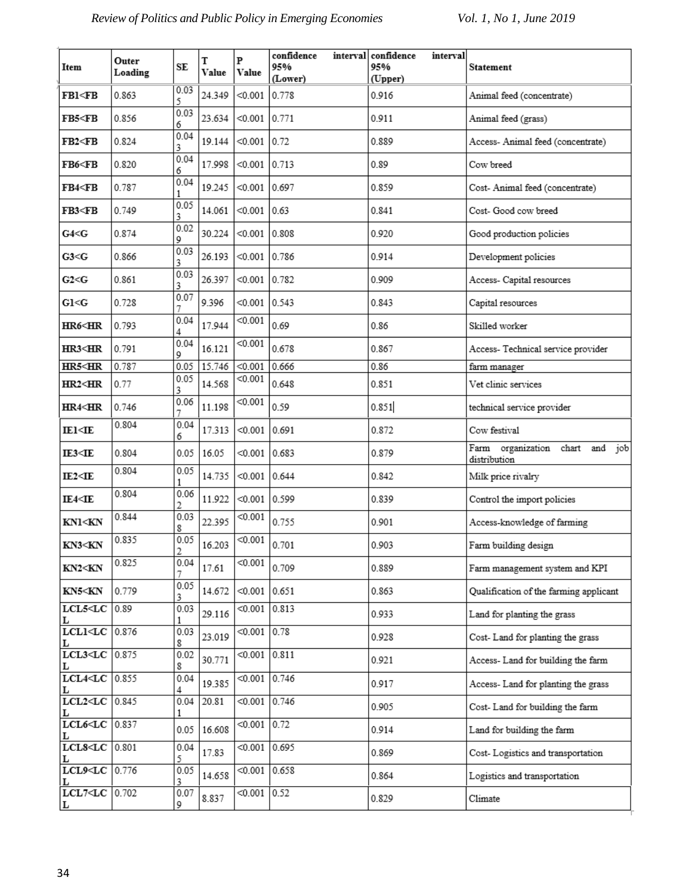| Item | Outer Loading | SE | T Value | P Value | confidence interval 95% (Lower) | confidence interval 95% (Upper) | Statement |
|---|---|---|---|---|---|---|---|
| FB1<FB | 0.863 | 0.035 | 24.349 | <0.001 | 0.778 | 0.916 | Animal feed (concentrate) |
| FB5<FB | 0.856 | 0.036 | 23.634 | <0.001 | 0.771 | 0.911 | Animal feed (grass) |
| FB2<FB | 0.824 | 0.043 | 19.144 | <0.001 | 0.72 | 0.889 | Access- Animal feed (concentrate) |
| FB6<FB | 0.820 | 0.046 | 17.998 | <0.001 | 0.713 | 0.89 | Cow breed |
| FB4<FB | 0.787 | 0.041 | 19.245 | <0.001 | 0.697 | 0.859 | Cost- Animal feed (concentrate) |
| FB3<FB | 0.749 | 0.053 | 14.061 | <0.001 | 0.63 | 0.841 | Cost- Good cow breed |
| G4<G | 0.874 | 0.029 | 30.224 | <0.001 | 0.808 | 0.920 | Good production policies |
| G3<G | 0.866 | 0.033 | 26.193 | <0.001 | 0.786 | 0.914 | Development policies |
| G2<G | 0.861 | 0.033 | 26.397 | <0.001 | 0.782 | 0.909 | Access- Capital resources |
| G1<G | 0.728 | 0.077 | 9.396 | <0.001 | 0.543 | 0.843 | Capital resources |
| HR6<HR | 0.793 | 0.044 | 17.944 | <0.001 | 0.69 | 0.86 | Skilled worker |
| HR3<HR | 0.791 | 0.049 | 16.121 | <0.001 | 0.678 | 0.867 | Access- Technical service provider |
| HR5<HR | 0.787 | 0.05 | 15.746 | <0.001 | 0.666 | 0.86 | farm manager |
| HR2<HR | 0.77 | 0.053 | 14.568 | <0.001 | 0.648 | 0.851 | Vet clinic services |
| HR4<HR | 0.746 | 0.067 | 11.198 | <0.001 | 0.59 | 0.851 | technical service provider |
| IE1<IE | 0.804 | 0.046 | 17.313 | <0.001 | 0.691 | 0.872 | Cow festival |
| IE3<IE | 0.804 | 0.05 | 16.05 | <0.001 | 0.683 | 0.879 | Farm organization chart and job distribution |
| IE2<IE | 0.804 | 0.051 | 14.735 | <0.001 | 0.644 | 0.842 | Milk price rivalry |
| IE4<IE | 0.804 | 0.062 | 11.922 | <0.001 | 0.599 | 0.839 | Control the import policies |
| KN1<KN | 0.844 | 0.038 | 22.395 | <0.001 | 0.755 | 0.901 | Access-knowledge of farming |
| KN3<KN | 0.835 | 0.052 | 16.203 | <0.001 | 0.701 | 0.903 | Farm building design |
| KN2<KN | 0.825 | 0.047 | 17.61 | <0.001 | 0.709 | 0.889 | Farm management system and KPI |
| KN5<KN | 0.779 | 0.053 | 14.672 | <0.001 | 0.651 | 0.863 | Qualification of the farming applicant |
| LCL5<LCL | 0.89 | 0.031 | 29.116 | <0.001 | 0.813 | 0.933 | Land for planting the grass |
| LCL1<LCL | 0.876 | 0.038 | 23.019 | <0.001 | 0.78 | 0.928 | Cost- Land for planting the grass |
| LCL3<LCL | 0.875 | 0.028 | 30.771 | <0.001 | 0.811 | 0.921 | Access- Land for building the farm |
| LCL4<LCL | 0.855 | 0.044 | 19.385 | <0.001 | 0.746 | 0.917 | Access- Land for planting the grass |
| LCL2<LCL | 0.845 | 0.041 | 20.81 | <0.001 | 0.746 | 0.905 | Cost- Land for building the farm |
| LCL6<LCL | 0.837 | 0.05 | 16.608 | <0.001 | 0.72 | 0.914 | Land for building the farm |
| LCL8<LCL | 0.801 | 0.045 | 17.83 | <0.001 | 0.695 | 0.869 | Cost- Logistics and transportation |
| LCL9<LCL | 0.776 | 0.053 | 14.658 | <0.001 | 0.658 | 0.864 | Logistics and transportation |
| LCL7<LCL | 0.702 | 0.079 | 8.837 | <0.001 | 0.52 | 0.829 | Climate |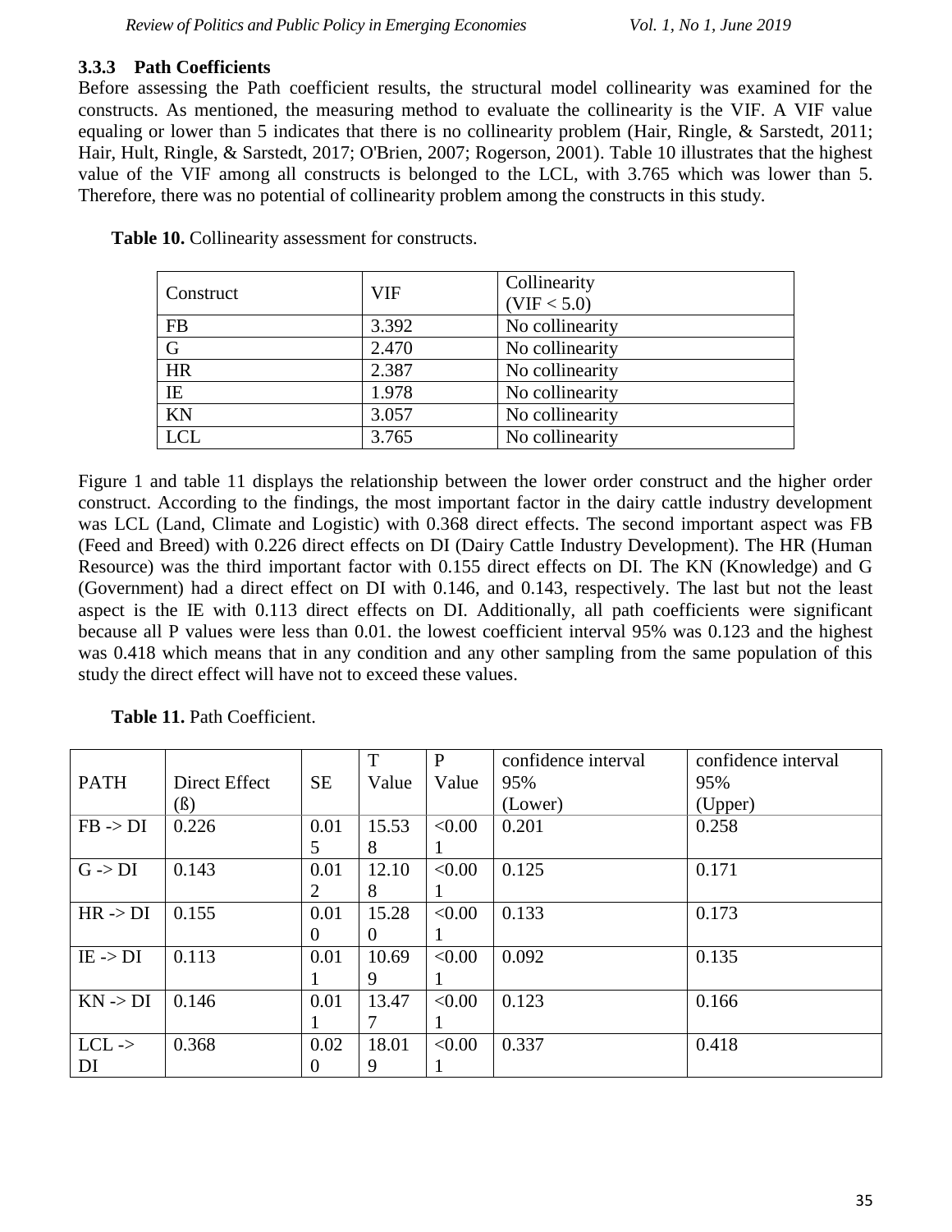### 3.3.3 Path Coefficients

Before assessing the Path coefficient results, the structural model collinearity was examined for the constructs. As mentioned, the measuring method to evaluate the collinearity is the VIF. A VIF value equaling or lower than 5 indicates that there is no collinearity problem (Hair, Ringle, & Sarstedt, 2011; Hair, Hult, Ringle, & Sarstedt, 2017; O'Brien, 2007; Rogerson, 2001). Table 10 illustrates that the highest value of the VIF among all constructs is belonged to the LCL, with 3.765 which was lower than 5. Therefore, there was no potential of collinearity problem among the constructs in this study.

**Table 10.** Collinearity assessment for constructs.

| Construct | VIF | Collinearity (VIF < 5.0) |
|---|---|---|
| FB | 3.392 | No collinearity |
| G | 2.470 | No collinearity |
| HR | 2.387 | No collinearity |
| IE | 1.978 | No collinearity |
| KN | 3.057 | No collinearity |
| LCL | 3.765 | No collinearity |

Figure 1 and table 11 displays the relationship between the lower order construct and the higher order construct. According to the findings, the most important factor in the dairy cattle industry development was LCL (Land, Climate and Logistic) with 0.368 direct effects. The second important aspect was FB (Feed and Breed) with 0.226 direct effects on DI (Dairy Cattle Industry Development). The HR (Human Resource) was the third important factor with 0.155 direct effects on DI. The KN (Knowledge) and G (Government) had a direct effect on DI with 0.146, and 0.143, respectively. The last but not the least aspect is the IE with 0.113 direct effects on DI. Additionally, all path coefficients were significant because all P values were less than 0.01. the lowest coefficient interval 95% was 0.123 and the highest was 0.418 which means that in any condition and any other sampling from the same population of this study the direct effect will have not to exceed these values.

**Table 11.** Path Coefficient.

| PATH | Direct Effect (ß) | SE | T Value | P Value | confidence interval 95% (Lower) | confidence interval 95% (Upper) |
|---|---|---|---|---|---|---|
| FB -> DI | 0.226 | 0.015 | 15.538 | <0.001 | 0.201 | 0.258 |
| G -> DI | 0.143 | 0.012 | 12.108 | <0.001 | 0.125 | 0.171 |
| HR -> DI | 0.155 | 0.010 | 15.280 | <0.001 | 0.133 | 0.173 |
| IE -> DI | 0.113 | 0.011 | 10.699 | <0.001 | 0.092 | 0.135 |
| KN -> DI | 0.146 | 0.011 | 13.477 | <0.001 | 0.123 | 0.166 |
| LCL -> DI | 0.368 | 0.020 | 18.019 | <0.001 | 0.337 | 0.418 |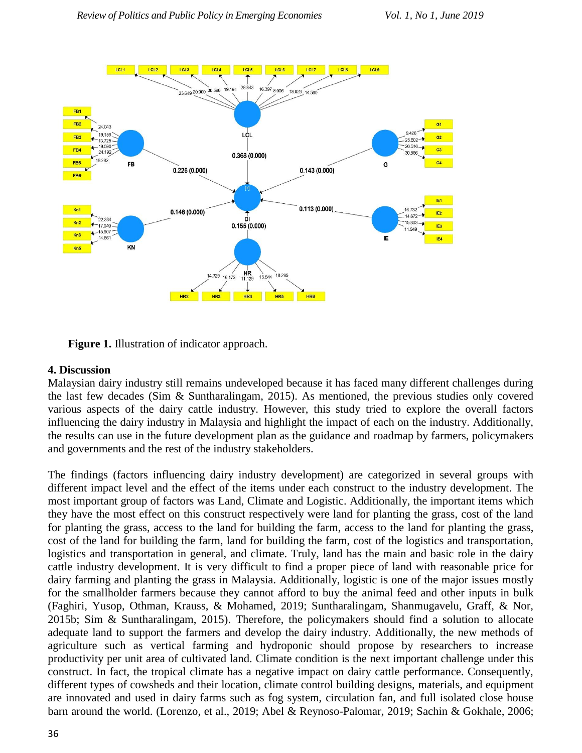**Figure 1.** Illustration of indicator approach.

## 4. Discussion

Malaysian dairy industry still remains undeveloped because it has faced many different challenges during the last few decades (Sim & Suntharalingam, 2015). As mentioned, the previous studies only covered various aspects of the dairy cattle industry. However, this study tried to explore the overall factors influencing the dairy industry in Malaysia and highlight the impact of each on the industry. Additionally, the results can use in the future development plan as the guidance and roadmap by farmers, policymakers and governments and the rest of the industry stakeholders.

The findings (factors influencing dairy industry development) are categorized in several groups with different impact level and the effect of the items under each construct to the industry development. The most important group of factors was Land, Climate and Logistic. Additionally, the important items which they have the most effect on this construct respectively were land for planting the grass, cost of the land for planting the grass, access to the land for building the farm, access to the land for planting the grass, cost of the land for building the farm, land for building the farm, cost of the logistics and transportation, logistics and transportation in general, and climate. Truly, land has the main and basic role in the dairy cattle industry development. It is very difficult to find a proper piece of land with reasonable price for dairy farming and planting the grass in Malaysia. Additionally, logistic is one of the major issues mostly for the smallholder farmers because they cannot afford to buy the animal feed and other inputs in bulk (Faghiri, Yusop, Othman, Krauss, & Mohamed, 2019; Suntharalingam, Shanmugavelu, Graff, & Nor, 2015b; Sim & Suntharalingam, 2015). Therefore, the policymakers should find a solution to allocate adequate land to support the farmers and develop the dairy industry. Additionally, the new methods of agriculture such as vertical farming and hydroponic should propose by researchers to increase productivity per unit area of cultivated land. Climate condition is the next important challenge under this construct. In fact, the tropical climate has a negative impact on dairy cattle performance. Consequently, different types of cowsheds and their location, climate control building designs, materials, and equipment are innovated and used in dairy farms such as fog system, circulation fan, and full isolated close house barn around the world. (Lorenzo, et al., 2019; Abel & Reynoso-Palomar, 2019; Sachin & Gokhale, 2006;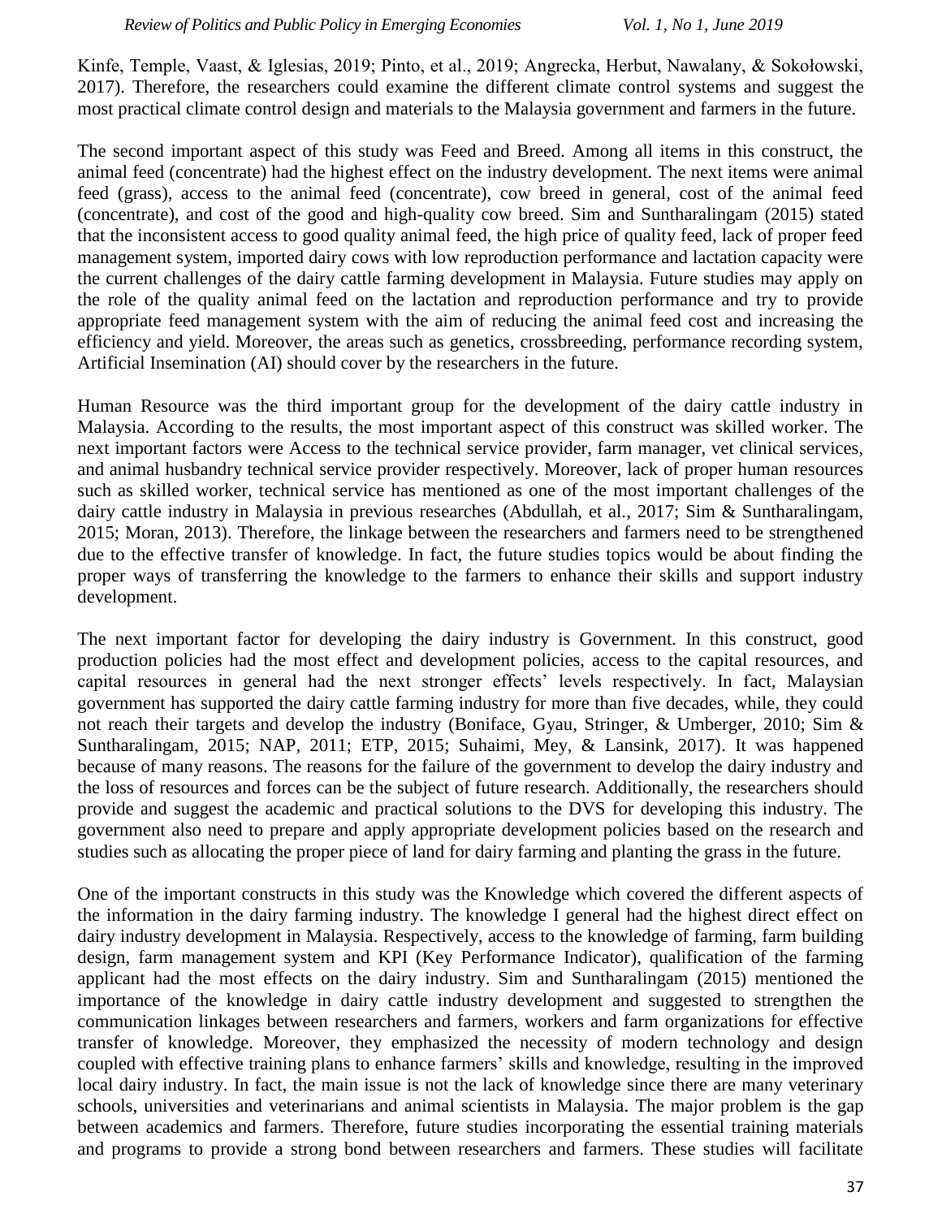Kinfe, Temple, Vaast, & Iglesias, 2019; Pinto, et al., 2019; Angrecka, Herbut, Nawalany, & Sokołowski, 2017). Therefore, the researchers could examine the different climate control systems and suggest the most practical climate control design and materials to the Malaysia government and farmers in the future.

The second important aspect of this study was Feed and Breed. Among all items in this construct, the animal feed (concentrate) had the highest effect on the industry development. The next items were animal feed (grass), access to the animal feed (concentrate), cow breed in general, cost of the animal feed (concentrate), and cost of the good and high-quality cow breed. Sim and Suntharalingam (2015) stated that the inconsistent access to good quality animal feed, the high price of quality feed, lack of proper feed management system, imported dairy cows with low reproduction performance and lactation capacity were the current challenges of the dairy cattle farming development in Malaysia. Future studies may apply on the role of the quality animal feed on the lactation and reproduction performance and try to provide appropriate feed management system with the aim of reducing the animal feed cost and increasing the efficiency and yield. Moreover, the areas such as genetics, crossbreeding, performance recording system, Artificial Insemination (AI) should cover by the researchers in the future.

Human Resource was the third important group for the development of the dairy cattle industry in Malaysia. According to the results, the most important aspect of this construct was skilled worker. The next important factors were Access to the technical service provider, farm manager, vet clinical services, and animal husbandry technical service provider respectively. Moreover, lack of proper human resources such as skilled worker, technical service has mentioned as one of the most important challenges of the dairy cattle industry in Malaysia in previous researches (Abdullah, et al., 2017; Sim & Suntharalingam, 2015; Moran, 2013). Therefore, the linkage between the researchers and farmers need to be strengthened due to the effective transfer of knowledge. In fact, the future studies topics would be about finding the proper ways of transferring the knowledge to the farmers to enhance their skills and support industry development.

The next important factor for developing the dairy industry is Government. In this construct, good production policies had the most effect and development policies, access to the capital resources, and capital resources in general had the next stronger effects' levels respectively. In fact, Malaysian government has supported the dairy cattle farming industry for more than five decades, while, they could not reach their targets and develop the industry (Boniface, Gyau, Stringer, & Umberger, 2010; Sim & Suntharalingam, 2015; NAP, 2011; ETP, 2015; Suhaimi, Mey, & Lansink, 2017). It was happened because of many reasons. The reasons for the failure of the government to develop the dairy industry and the loss of resources and forces can be the subject of future research. Additionally, the researchers should provide and suggest the academic and practical solutions to the DVS for developing this industry. The government also need to prepare and apply appropriate development policies based on the research and studies such as allocating the proper piece of land for dairy farming and planting the grass in the future.

One of the important constructs in this study was the Knowledge which covered the different aspects of the information in the dairy farming industry. The knowledge I general had the highest direct effect on dairy industry development in Malaysia. Respectively, access to the knowledge of farming, farm building design, farm management system and KPI (Key Performance Indicator), qualification of the farming applicant had the most effects on the dairy industry. Sim and Suntharalingam (2015) mentioned the importance of the knowledge in dairy cattle industry development and suggested to strengthen the communication linkages between researchers and farmers, workers and farm organizations for effective transfer of knowledge. Moreover, they emphasized the necessity of modern technology and design coupled with effective training plans to enhance farmers' skills and knowledge, resulting in the improved local dairy industry. In fact, the main issue is not the lack of knowledge since there are many veterinary schools, universities and veterinarians and animal scientists in Malaysia. The major problem is the gap between academics and farmers. Therefore, future studies incorporating the essential training materials and programs to provide a strong bond between researchers and farmers. These studies will facilitate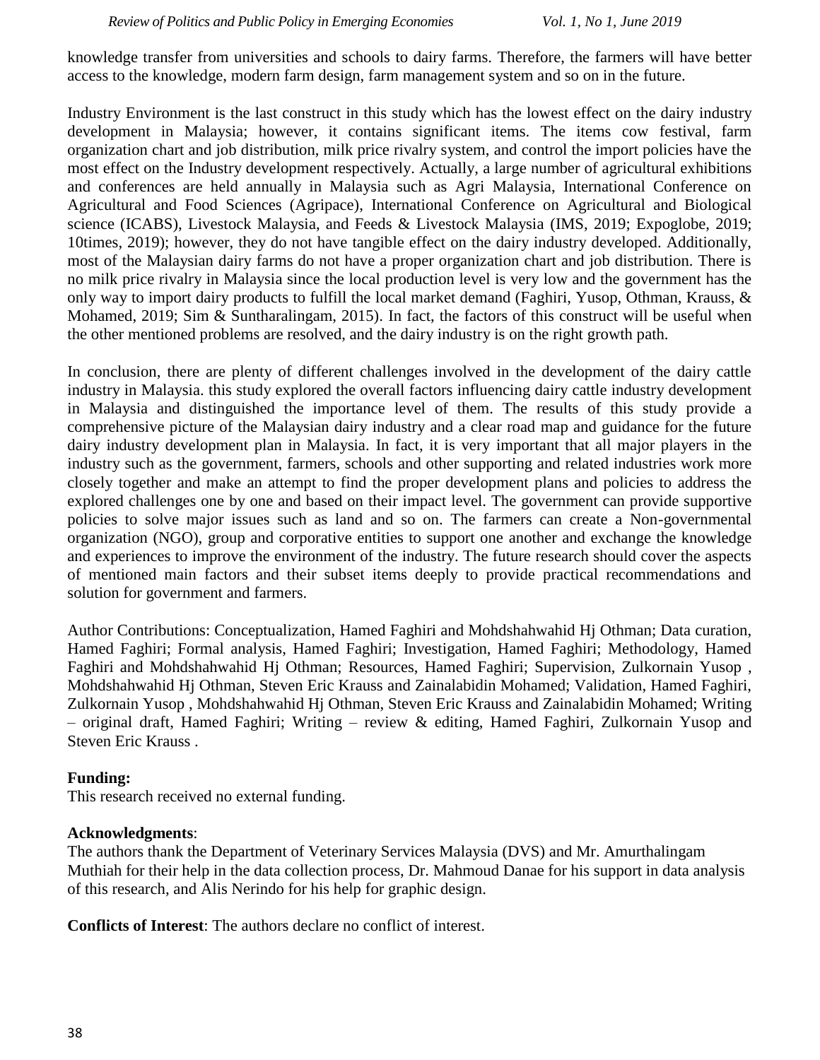knowledge transfer from universities and schools to dairy farms. Therefore, the farmers will have better access to the knowledge, modern farm design, farm management system and so on in the future.

Industry Environment is the last construct in this study which has the lowest effect on the dairy industry development in Malaysia; however, it contains significant items. The items cow festival, farm organization chart and job distribution, milk price rivalry system, and control the import policies have the most effect on the Industry development respectively. Actually, a large number of agricultural exhibitions and conferences are held annually in Malaysia such as Agri Malaysia, International Conference on Agricultural and Food Sciences (Agripace), International Conference on Agricultural and Biological science (ICABS), Livestock Malaysia, and Feeds & Livestock Malaysia (IMS, 2019; Expoglobe, 2019; 10times, 2019); however, they do not have tangible effect on the dairy industry developed. Additionally, most of the Malaysian dairy farms do not have a proper organization chart and job distribution. There is no milk price rivalry in Malaysia since the local production level is very low and the government has the only way to import dairy products to fulfill the local market demand (Faghiri, Yusop, Othman, Krauss, & Mohamed, 2019; Sim & Suntharalingam, 2015). In fact, the factors of this construct will be useful when the other mentioned problems are resolved, and the dairy industry is on the right growth path.

In conclusion, there are plenty of different challenges involved in the development of the dairy cattle industry in Malaysia. this study explored the overall factors influencing dairy cattle industry development in Malaysia and distinguished the importance level of them. The results of this study provide a comprehensive picture of the Malaysian dairy industry and a clear road map and guidance for the future dairy industry development plan in Malaysia. In fact, it is very important that all major players in the industry such as the government, farmers, schools and other supporting and related industries work more closely together and make an attempt to find the proper development plans and policies to address the explored challenges one by one and based on their impact level. The government can provide supportive policies to solve major issues such as land and so on. The farmers can create a Non-governmental organization (NGO), group and corporative entities to support one another and exchange the knowledge and experiences to improve the environment of the industry. The future research should cover the aspects of mentioned main factors and their subset items deeply to provide practical recommendations and solution for government and farmers.

Author Contributions: Conceptualization, Hamed Faghiri and Mohdshahwahid Hj Othman; Data curation, Hamed Faghiri; Formal analysis, Hamed Faghiri; Investigation, Hamed Faghiri; Methodology, Hamed Faghiri and Mohdshahwahid Hj Othman; Resources, Hamed Faghiri; Supervision, Zulkornain Yusop , Mohdshahwahid Hj Othman, Steven Eric Krauss and Zainalabidin Mohamed; Validation, Hamed Faghiri, Zulkornain Yusop , Mohdshahwahid Hj Othman, Steven Eric Krauss and Zainalabidin Mohamed; Writing – original draft, Hamed Faghiri; Writing – review & editing, Hamed Faghiri, Zulkornain Yusop and Steven Eric Krauss .

**Funding:**
This research received no external funding.

**Acknowledgments**:
The authors thank the Department of Veterinary Services Malaysia (DVS) and Mr. Amurthalingam Muthiah for their help in the data collection process, Dr. Mahmoud Danae for his support in data analysis of this research, and Alis Nerindo for his help for graphic design.

**Conflicts of Interest**: The authors declare no conflict of interest.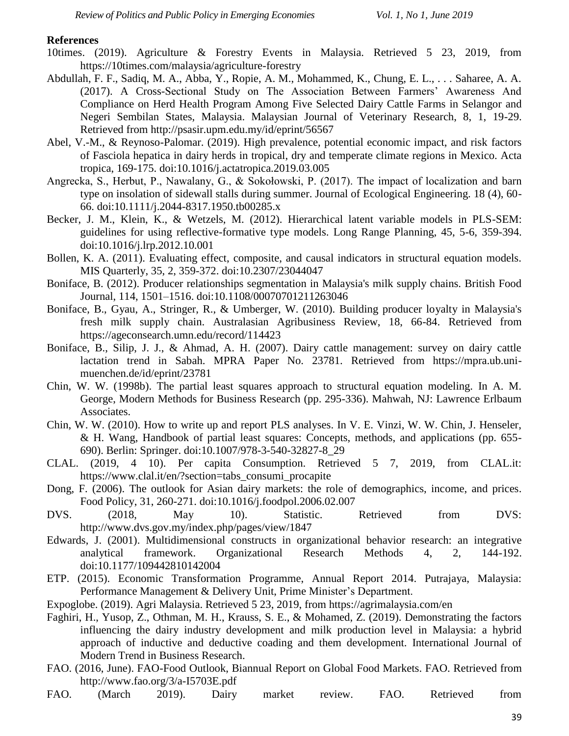**References**

10times. (2019). Agriculture & Forestry Events in Malaysia. Retrieved 5 23, 2019, from https://10times.com/malaysia/agriculture-forestry

Abdullah, F. F., Sadiq, M. A., Abba, Y., Ropie, A. M., Mohammed, K., Chung, E. L., . . . Saharee, A. A. (2017). A Cross-Sectional Study on The Association Between Farmers' Awareness And Compliance on Herd Health Program Among Five Selected Dairy Cattle Farms in Selangor and Negeri Sembilan States, Malaysia. Malaysian Journal of Veterinary Research, 8, 1, 19-29. Retrieved from http://psasir.upm.edu.my/id/eprint/56567

Abel, V.-M., & Reynoso-Palomar. (2019). High prevalence, potential economic impact, and risk factors of Fasciola hepatica in dairy herds in tropical, dry and temperate climate regions in Mexico. Acta tropica, 169-175. doi:10.1016/j.actatropica.2019.03.005

Angrecka, S., Herbut, P., Nawalany, G., & Sokołowski, P. (2017). The impact of localization and barn type on insolation of sidewall stalls during summer. Journal of Ecological Engineering. 18 (4), 60-66. doi:10.1111/j.2044-8317.1950.tb00285.x

Becker, J. M., Klein, K., & Wetzels, M. (2012). Hierarchical latent variable models in PLS-SEM: guidelines for using reflective-formative type models. Long Range Planning, 45, 5-6, 359-394. doi:10.1016/j.lrp.2012.10.001

Bollen, K. A. (2011). Evaluating effect, composite, and causal indicators in structural equation models. MIS Quarterly, 35, 2, 359-372. doi:10.2307/23044047

Boniface, B. (2012). Producer relationships segmentation in Malaysia's milk supply chains. British Food Journal, 114, 1501–1516. doi:10.1108/00070701211263046

Boniface, B., Gyau, A., Stringer, R., & Umberger, W. (2010). Building producer loyalty in Malaysia's fresh milk supply chain. Australasian Agribusiness Review, 18, 66-84. Retrieved from https://ageconsearch.umn.edu/record/114423

Boniface, B., Silip, J. J., & Ahmad, A. H. (2007). Dairy cattle management: survey on dairy cattle lactation trend in Sabah. MPRA Paper No. 23781. Retrieved from https://mpra.ub.uni-muenchen.de/id/eprint/23781

Chin, W. W. (1998b). The partial least squares approach to structural equation modeling. In A. M. George, Modern Methods for Business Research (pp. 295-336). Mahwah, NJ: Lawrence Erlbaum Associates.

Chin, W. W. (2010). How to write up and report PLS analyses. In V. E. Vinzi, W. W. Chin, J. Henseler, & H. Wang, Handbook of partial least squares: Concepts, methods, and applications (pp. 655-690). Berlin: Springer. doi:10.1007/978-3-540-32827-8_29

CLAL. (2019, 4 10). Per capita Consumption. Retrieved 5 7, 2019, from CLAL.it: https://www.clal.it/en/?section=tabs_consumi_procapite

Dong, F. (2006). The outlook for Asian dairy markets: the role of demographics, income, and prices. Food Policy, 31, 260-271. doi:10.1016/j.foodpol.2006.02.007

DVS. (2018, May 10). Statistic. Retrieved from DVS: http://www.dvs.gov.my/index.php/pages/view/1847

Edwards, J. (2001). Multidimensional constructs in organizational behavior research: an integrative analytical framework. Organizational Research Methods 4, 2, 144-192. doi:10.1177/109442810142004

ETP. (2015). Economic Transformation Programme, Annual Report 2014. Putrajaya, Malaysia: Performance Management & Delivery Unit, Prime Minister's Department.

Expoglobe. (2019). Agri Malaysia. Retrieved 5 23, 2019, from https://agrimalaysia.com/en

Faghiri, H., Yusop, Z., Othman, M. H., Krauss, S. E., & Mohamed, Z. (2019). Demonstrating the factors influencing the dairy industry development and milk production level in Malaysia: a hybrid approach of inductive and deductive coading and them development. International Journal of Modern Trend in Business Research.

FAO. (2016, June). FAO-Food Outlook, Biannual Report on Global Food Markets. FAO. Retrieved from http://www.fao.org/3/a-I5703E.pdf

FAO. (March 2019). Dairy market review. FAO. Retrieved from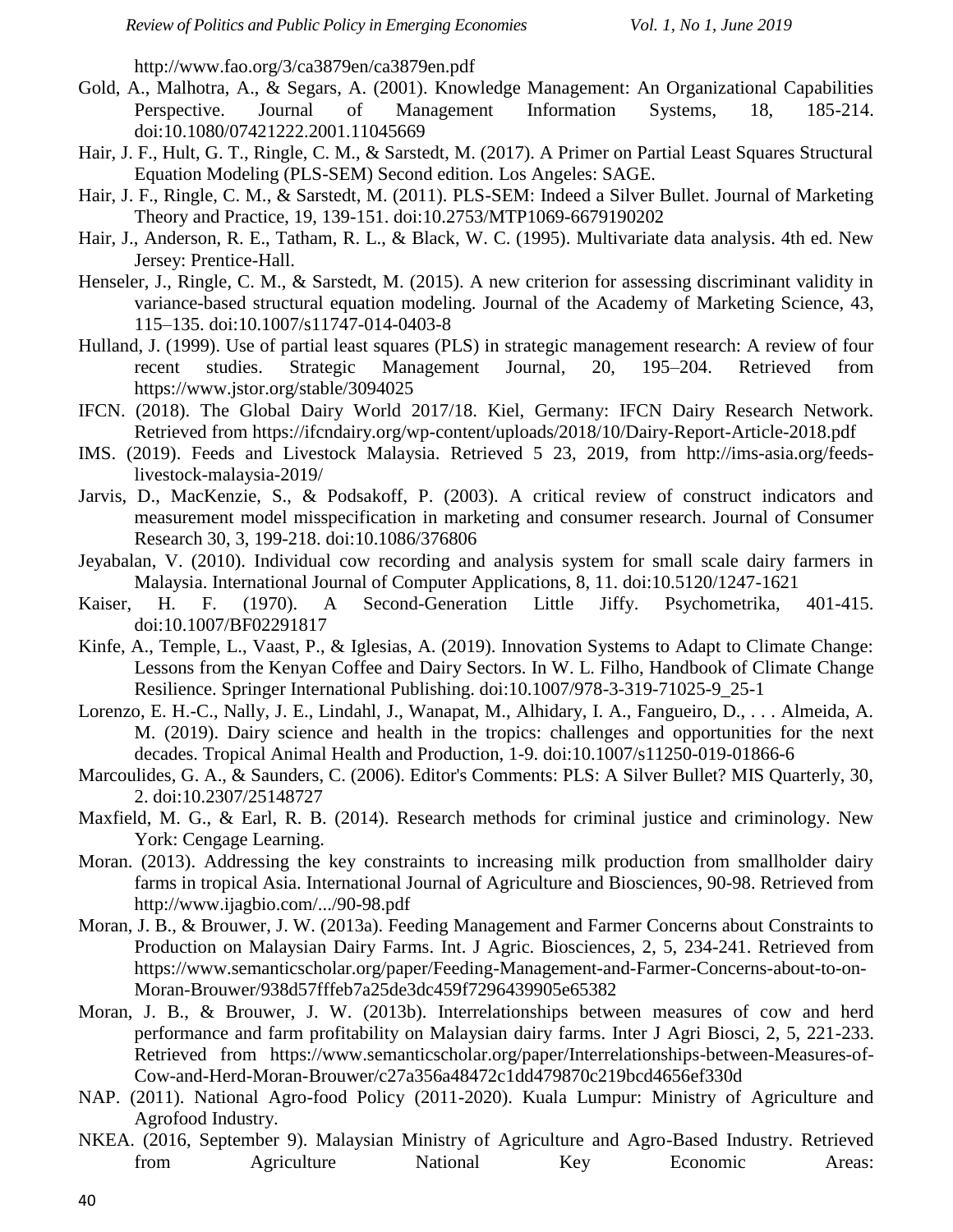http://www.fao.org/3/ca3879en/ca3879en.pdf

Gold, A., Malhotra, A., & Segars, A. (2001). Knowledge Management: An Organizational Capabilities Perspective. Journal of Management Information Systems, 18, 185-214. doi:10.1080/07421222.2001.11045669

Hair, J. F., Hult, G. T., Ringle, C. M., & Sarstedt, M. (2017). A Primer on Partial Least Squares Structural Equation Modeling (PLS-SEM) Second edition. Los Angeles: SAGE.

Hair, J. F., Ringle, C. M., & Sarstedt, M. (2011). PLS-SEM: Indeed a Silver Bullet. Journal of Marketing Theory and Practice, 19, 139-151. doi:10.2753/MTP1069-6679190202

Hair, J., Anderson, R. E., Tatham, R. L., & Black, W. C. (1995). Multivariate data analysis. 4th ed. New Jersey: Prentice-Hall.

Henseler, J., Ringle, C. M., & Sarstedt, M. (2015). A new criterion for assessing discriminant validity in variance-based structural equation modeling. Journal of the Academy of Marketing Science, 43, 115–135. doi:10.1007/s11747-014-0403-8

Hulland, J. (1999). Use of partial least squares (PLS) in strategic management research: A review of four recent studies. Strategic Management Journal, 20, 195–204. Retrieved from https://www.jstor.org/stable/3094025

IFCN. (2018). The Global Dairy World 2017/18. Kiel, Germany: IFCN Dairy Research Network. Retrieved from https://ifcndairy.org/wp-content/uploads/2018/10/Dairy-Report-Article-2018.pdf

IMS. (2019). Feeds and Livestock Malaysia. Retrieved 5 23, 2019, from http://ims-asia.org/feeds-livestock-malaysia-2019/

Jarvis, D., MacKenzie, S., & Podsakoff, P. (2003). A critical review of construct indicators and measurement model misspecification in marketing and consumer research. Journal of Consumer Research 30, 3, 199-218. doi:10.1086/376806

Jeyabalan, V. (2010). Individual cow recording and analysis system for small scale dairy farmers in Malaysia. International Journal of Computer Applications, 8, 11. doi:10.5120/1247-1621

Kaiser, H. F. (1970). A Second-Generation Little Jiffy. Psychometrika, 401-415. doi:10.1007/BF02291817

Kinfe, A., Temple, L., Vaast, P., & Iglesias, A. (2019). Innovation Systems to Adapt to Climate Change: Lessons from the Kenyan Coffee and Dairy Sectors. In W. L. Filho, Handbook of Climate Change Resilience. Springer International Publishing. doi:10.1007/978-3-319-71025-9_25-1

Lorenzo, E. H.-C., Nally, J. E., Lindahl, J., Wanapat, M., Alhidary, I. A., Fangueiro, D., . . . Almeida, A. M. (2019). Dairy science and health in the tropics: challenges and opportunities for the next decades. Tropical Animal Health and Production, 1-9. doi:10.1007/s11250-019-01866-6

Marcoulides, G. A., & Saunders, C. (2006). Editor's Comments: PLS: A Silver Bullet? MIS Quarterly, 30, 2. doi:10.2307/25148727

Maxfield, M. G., & Earl, R. B. (2014). Research methods for criminal justice and criminology. New York: Cengage Learning.

Moran. (2013). Addressing the key constraints to increasing milk production from smallholder dairy farms in tropical Asia. International Journal of Agriculture and Biosciences, 90-98. Retrieved from http://www.ijagbio.com/.../90-98.pdf

Moran, J. B., & Brouwer, J. W. (2013a). Feeding Management and Farmer Concerns about Constraints to Production on Malaysian Dairy Farms. Int. J Agric. Biosciences, 2, 5, 234-241. Retrieved from https://www.semanticscholar.org/paper/Feeding-Management-and-Farmer-Concerns-about-to-on-Moran-Brouwer/938d57fffeb7a25de3dc459f7296439905e65382

Moran, J. B., & Brouwer, J. W. (2013b). Interrelationships between measures of cow and herd performance and farm profitability on Malaysian dairy farms. Inter J Agri Biosci, 2, 5, 221-233. Retrieved from https://www.semanticscholar.org/paper/Interrelationships-between-Measures-of-Cow-and-Herd-Moran-Brouwer/c27a356a48472c1dd479870c219bcd4656ef330d

NAP. (2011). National Agro-food Policy (2011-2020). Kuala Lumpur: Ministry of Agriculture and Agrofood Industry.

NKEA. (2016, September 9). Malaysian Ministry of Agriculture and Agro-Based Industry. Retrieved from Agriculture National Key Economic Areas: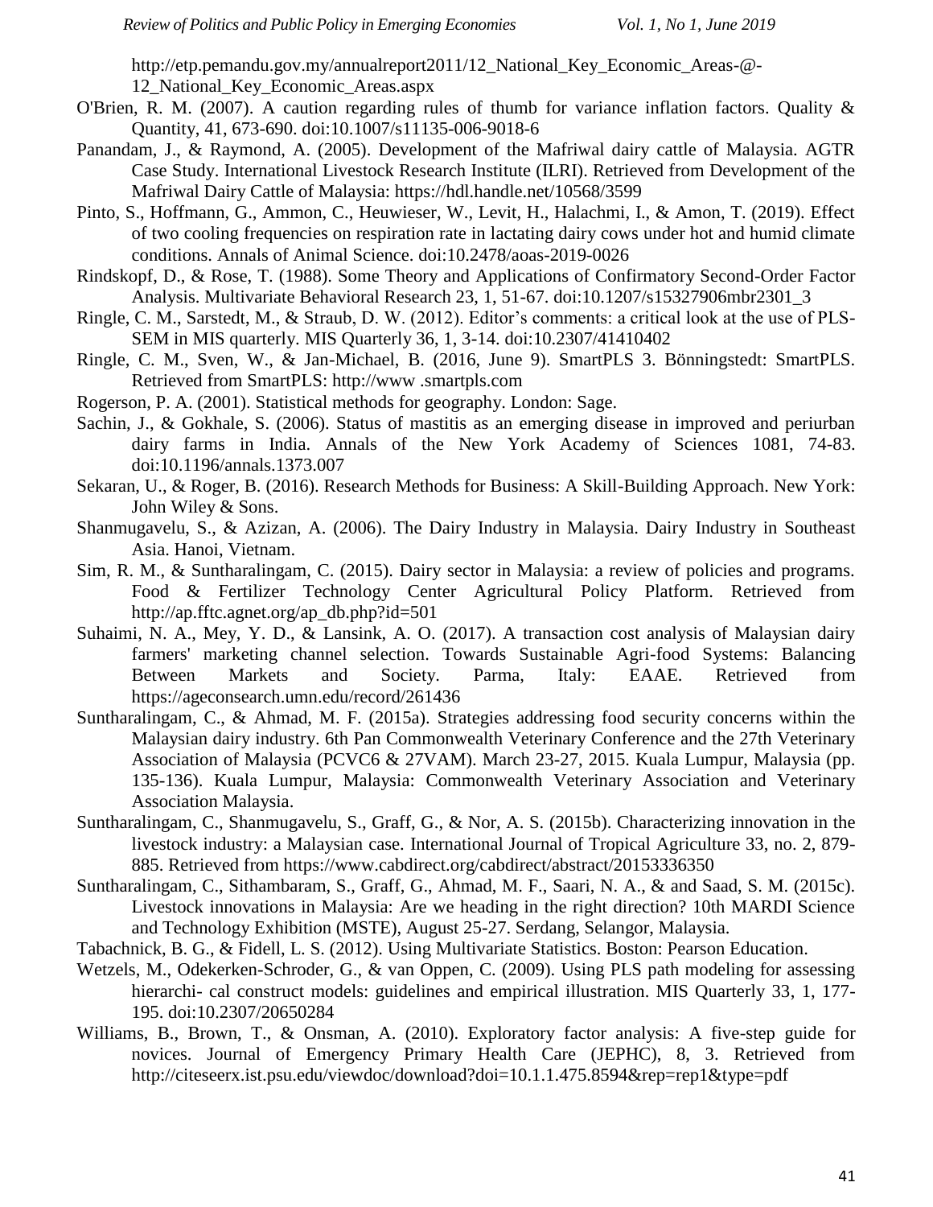http://etp.pemandu.gov.my/annualreport2011/12_National_Key_Economic_Areas-@-12_National_Key_Economic_Areas.aspx

O'Brien, R. M. (2007). A caution regarding rules of thumb for variance inflation factors. Quality & Quantity, 41, 673-690. doi:10.1007/s11135-006-9018-6

Panandam, J., & Raymond, A. (2005). Development of the Mafriwal dairy cattle of Malaysia. AGTR Case Study. International Livestock Research Institute (ILRI). Retrieved from Development of the Mafriwal Dairy Cattle of Malaysia: https://hdl.handle.net/10568/3599

Pinto, S., Hoffmann, G., Ammon, C., Heuwieser, W., Levit, H., Halachmi, I., & Amon, T. (2019). Effect of two cooling frequencies on respiration rate in lactating dairy cows under hot and humid climate conditions. Annals of Animal Science. doi:10.2478/aoas-2019-0026

Rindskopf, D., & Rose, T. (1988). Some Theory and Applications of Confirmatory Second-Order Factor Analysis. Multivariate Behavioral Research 23, 1, 51-67. doi:10.1207/s15327906mbr2301_3

Ringle, C. M., Sarstedt, M., & Straub, D. W. (2012). Editor's comments: a critical look at the use of PLS-SEM in MIS quarterly. MIS Quarterly 36, 1, 3-14. doi:10.2307/41410402

Ringle, C. M., Sven, W., & Jan-Michael, B. (2016, June 9). SmartPLS 3. Bönningstedt: SmartPLS. Retrieved from SmartPLS: http://www .smartpls.com

Rogerson, P. A. (2001). Statistical methods for geography. London: Sage.

Sachin, J., & Gokhale, S. (2006). Status of mastitis as an emerging disease in improved and periurban dairy farms in India. Annals of the New York Academy of Sciences 1081, 74-83. doi:10.1196/annals.1373.007

Sekaran, U., & Roger, B. (2016). Research Methods for Business: A Skill-Building Approach. New York: John Wiley & Sons.

Shanmugavelu, S., & Azizan, A. (2006). The Dairy Industry in Malaysia. Dairy Industry in Southeast Asia. Hanoi, Vietnam.

Sim, R. M., & Suntharalingam, C. (2015). Dairy sector in Malaysia: a review of policies and programs. Food & Fertilizer Technology Center Agricultural Policy Platform. Retrieved from http://ap.fftc.agnet.org/ap_db.php?id=501

Suhaimi, N. A., Mey, Y. D., & Lansink, A. O. (2017). A transaction cost analysis of Malaysian dairy farmers' marketing channel selection. Towards Sustainable Agri-food Systems: Balancing Between Markets and Society. Parma, Italy: EAAE. Retrieved from https://ageconsearch.umn.edu/record/261436

Suntharalingam, C., & Ahmad, M. F. (2015a). Strategies addressing food security concerns within the Malaysian dairy industry. 6th Pan Commonwealth Veterinary Conference and the 27th Veterinary Association of Malaysia (PCVC6 & 27VAM). March 23-27, 2015. Kuala Lumpur, Malaysia (pp. 135-136). Kuala Lumpur, Malaysia: Commonwealth Veterinary Association and Veterinary Association Malaysia.

Suntharalingam, C., Shanmugavelu, S., Graff, G., & Nor, A. S. (2015b). Characterizing innovation in the livestock industry: a Malaysian case. International Journal of Tropical Agriculture 33, no. 2, 879-885. Retrieved from https://www.cabdirect.org/cabdirect/abstract/20153336350

Suntharalingam, C., Sithambaram, S., Graff, G., Ahmad, M. F., Saari, N. A., & and Saad, S. M. (2015c). Livestock innovations in Malaysia: Are we heading in the right direction? 10th MARDI Science and Technology Exhibition (MSTE), August 25-27. Serdang, Selangor, Malaysia.

Tabachnick, B. G., & Fidell, L. S. (2012). Using Multivariate Statistics. Boston: Pearson Education.

Wetzels, M., Odekerken-Schroder, G., & van Oppen, C. (2009). Using PLS path modeling for assessing hierarchi- cal construct models: guidelines and empirical illustration. MIS Quarterly 33, 1, 177-195. doi:10.2307/20650284

Williams, B., Brown, T., & Onsman, A. (2010). Exploratory factor analysis: A five-step guide for novices. Journal of Emergency Primary Health Care (JEPHC), 8, 3. Retrieved from http://citeseerx.ist.psu.edu/viewdoc/download?doi=10.1.1.475.8594&rep=rep1&type=pdf